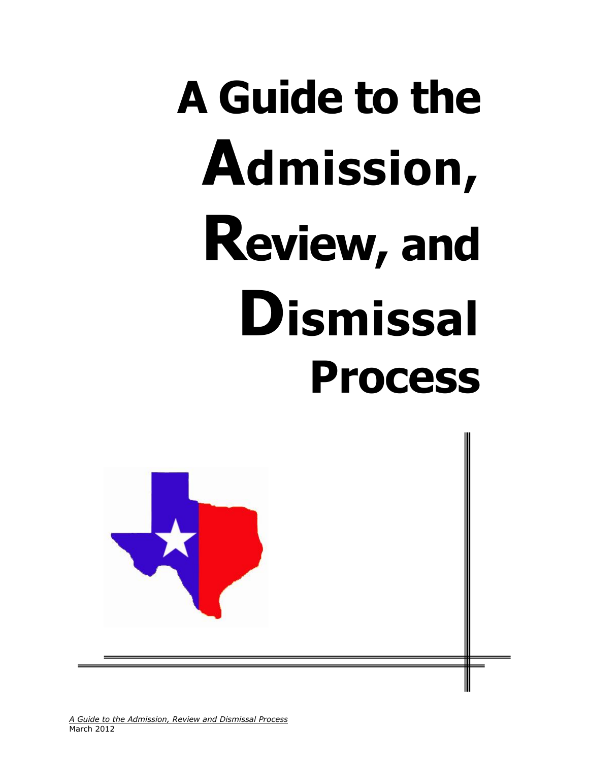# A Guide to the Admission, Review, and Dismissal Process

*A Guide to the Admission, Review and Dismissal Process*
March 2012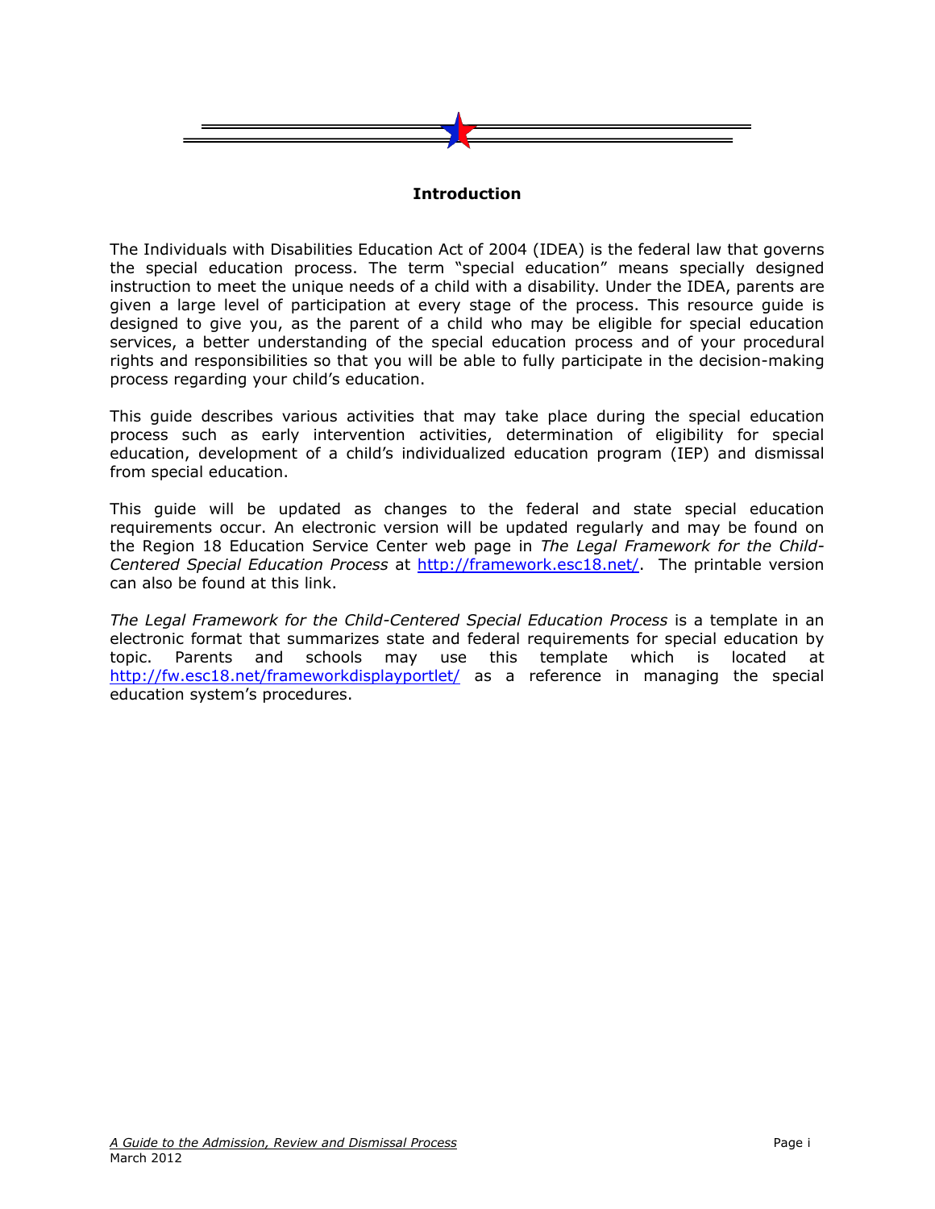## Introduction

The Individuals with Disabilities Education Act of 2004 (IDEA) is the federal law that governs the special education process. The term "special education" means specially designed instruction to meet the unique needs of a child with a disability. Under the IDEA, parents are given a large level of participation at every stage of the process. This resource guide is designed to give you, as the parent of a child who may be eligible for special education services, a better understanding of the special education process and of your procedural rights and responsibilities so that you will be able to fully participate in the decision-making process regarding your child's education.

This guide describes various activities that may take place during the special education process such as early intervention activities, determination of eligibility for special education, development of a child's individualized education program (IEP) and dismissal from special education.

This guide will be updated as changes to the federal and state special education requirements occur. An electronic version will be updated regularly and may be found on the Region 18 Education Service Center web page in *The Legal Framework for the Child-Centered Special Education Process* at [http://framework.esc18.net/](http://framework.esc18.net/). The printable version can also be found at this link.

*The Legal Framework for the Child-Centered Special Education Process* is a template in an electronic format that summarizes state and federal requirements for special education by topic. Parents and schools may use this template which is located at [http://fw.esc18.net/frameworkdisplayportlet/](http://fw.esc18.net/frameworkdisplayportlet/) as a reference in managing the special education system's procedures.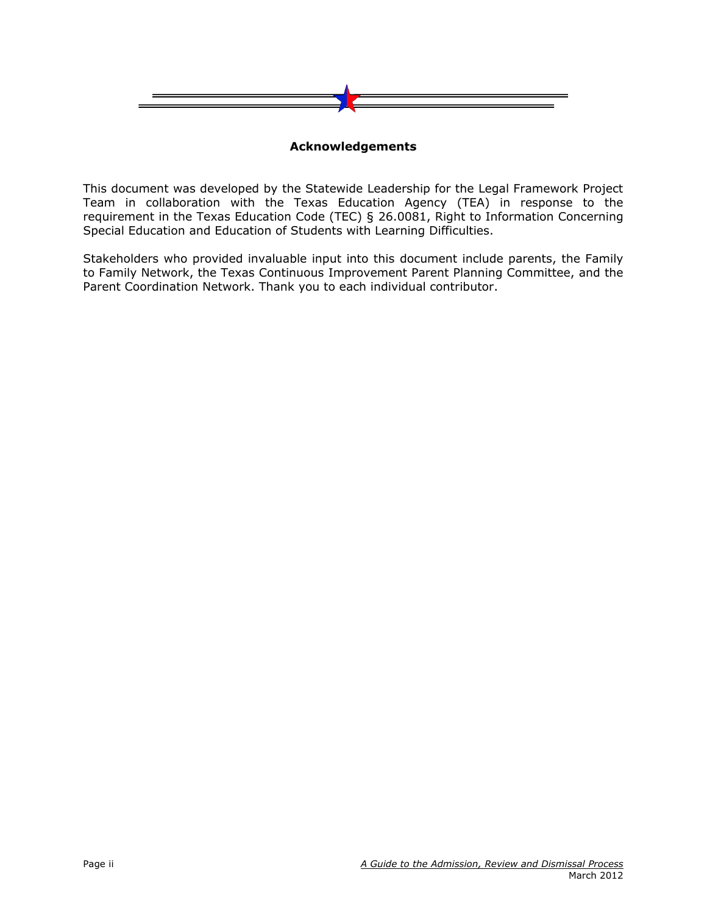## Acknowledgements

This document was developed by the Statewide Leadership for the Legal Framework Project Team in collaboration with the Texas Education Agency (TEA) in response to the requirement in the Texas Education Code (TEC) § 26.0081, Right to Information Concerning Special Education and Education of Students with Learning Difficulties.

Stakeholders who provided invaluable input into this document include parents, the Family to Family Network, the Texas Continuous Improvement Parent Planning Committee, and the Parent Coordination Network. Thank you to each individual contributor.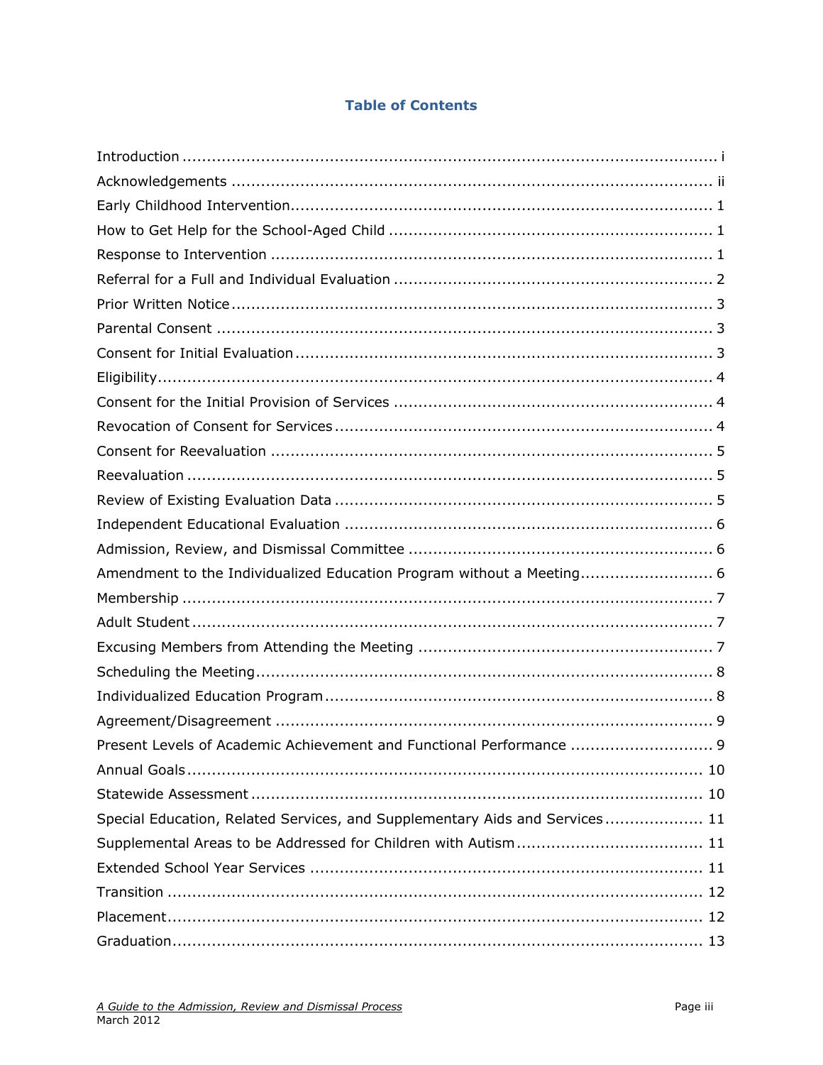# Table of Contents

| Section | Page |
|---|---|
| Introduction | i |
| Acknowledgements | ii |
| Early Childhood Intervention | 1 |
| How to Get Help for the School-Aged Child | 1 |
| Response to Intervention | 1 |
| Referral for a Full and Individual Evaluation | 2 |
| Prior Written Notice | 3 |
| Parental Consent | 3 |
| Consent for Initial Evaluation | 3 |
| Eligibility | 4 |
| Consent for the Initial Provision of Services | 4 |
| Revocation of Consent for Services | 4 |
| Consent for Reevaluation | 5 |
| Reevaluation | 5 |
| Review of Existing Evaluation Data | 5 |
| Independent Educational Evaluation | 6 |
| Admission, Review, and Dismissal Committee | 6 |
| Amendment to the Individualized Education Program without a Meeting | 6 |
| Membership | 7 |
| Adult Student | 7 |
| Excusing Members from Attending the Meeting | 7 |
| Scheduling the Meeting | 8 |
| Individualized Education Program | 8 |
| Agreement/Disagreement | 9 |
| Present Levels of Academic Achievement and Functional Performance | 9 |
| Annual Goals | 10 |
| Statewide Assessment | 10 |
| Special Education, Related Services, and Supplementary Aids and Services | 11 |
| Supplemental Areas to be Addressed for Children with Autism | 11 |
| Extended School Year Services | 11 |
| Transition | 12 |
| Placement | 12 |
| Graduation | 13 |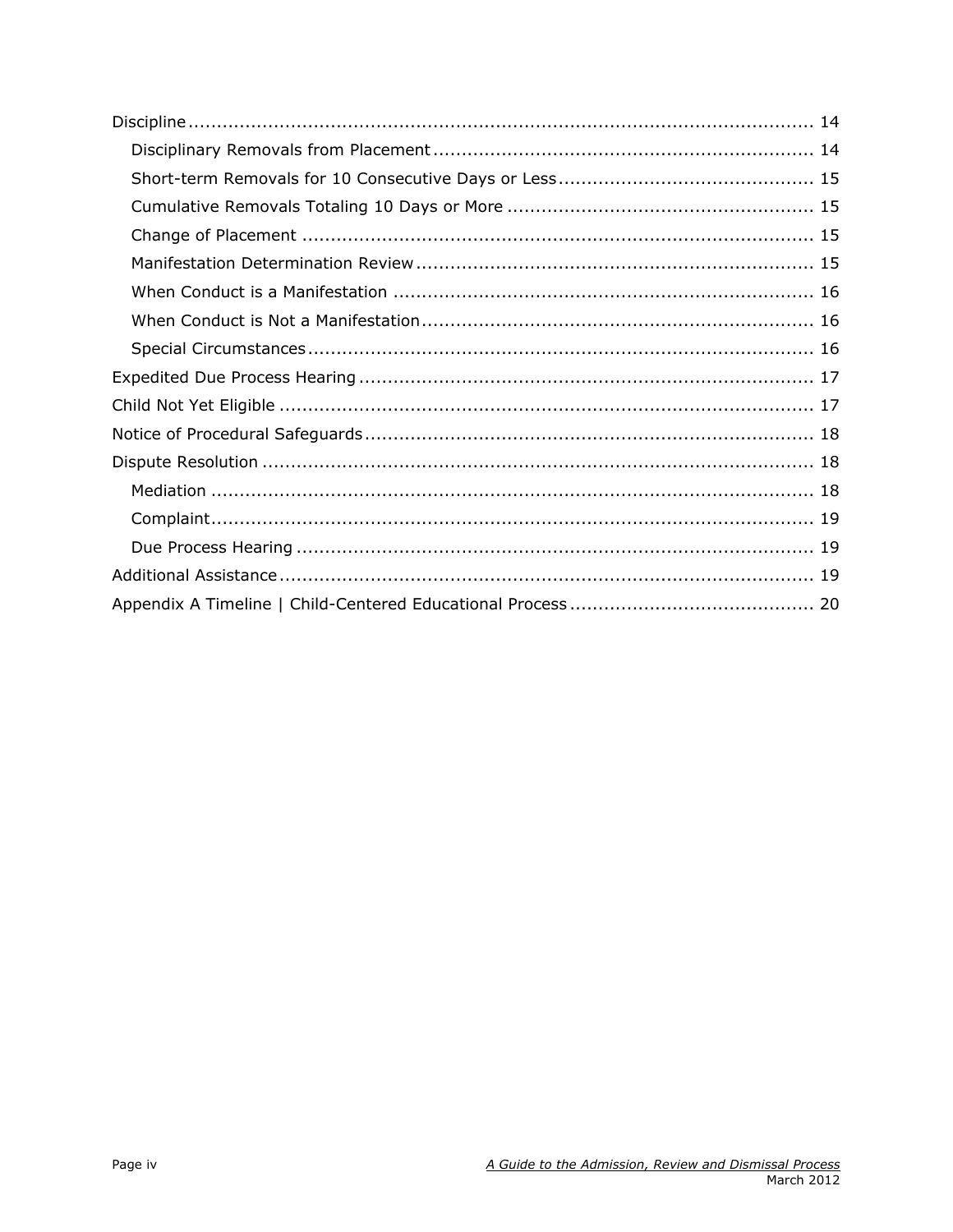Discipline ... 14
- Disciplinary Removals from Placement ... 14
- Short-term Removals for 10 Consecutive Days or Less ... 15
- Cumulative Removals Totaling 10 Days or More ... 15
- Change of Placement ... 15
- Manifestation Determination Review ... 15
- When Conduct is a Manifestation ... 16
- When Conduct is Not a Manifestation ... 16
- Special Circumstances ... 16

Expedited Due Process Hearing ... 17

Child Not Yet Eligible ... 17

Notice of Procedural Safeguards ... 18

Dispute Resolution ... 18
- Mediation ... 18
- Complaint ... 19
- Due Process Hearing ... 19

Additional Assistance ... 19

Appendix A Timeline | Child-Centered Educational Process ... 20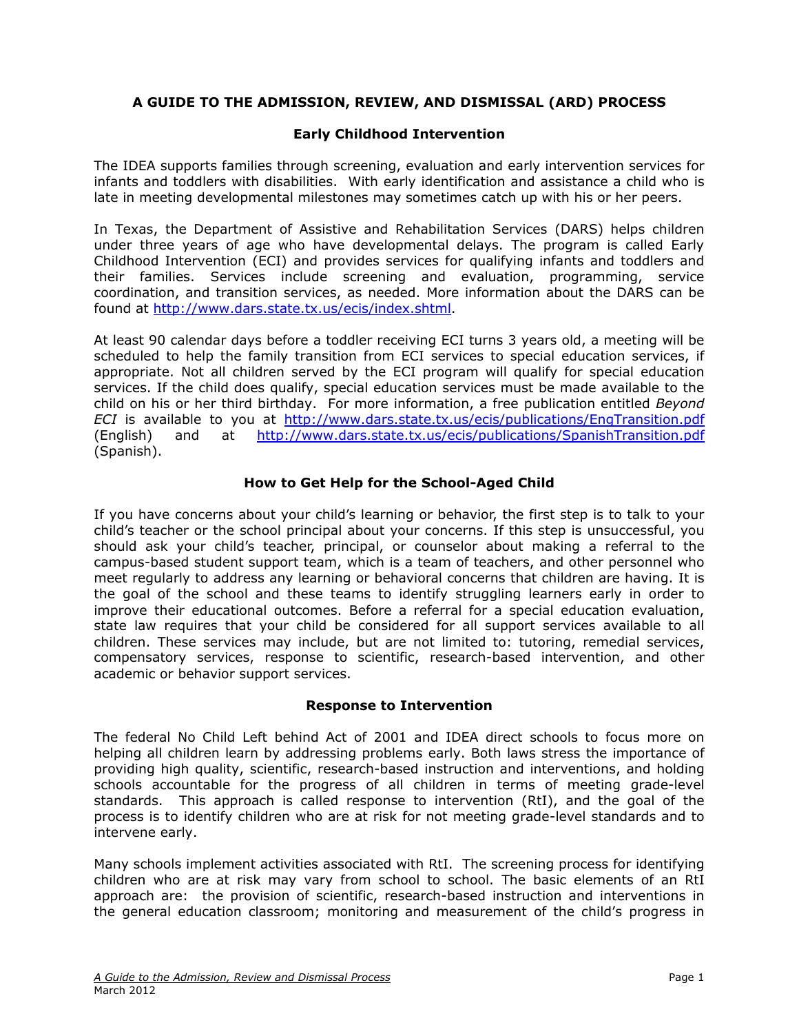## A GUIDE TO THE ADMISSION, REVIEW, AND DISMISSAL (ARD) PROCESS

### Early Childhood Intervention

The IDEA supports families through screening, evaluation and early intervention services for infants and toddlers with disabilities. With early identification and assistance a child who is late in meeting developmental milestones may sometimes catch up with his or her peers.

In Texas, the Department of Assistive and Rehabilitation Services (DARS) helps children under three years of age who have developmental delays. The program is called Early Childhood Intervention (ECI) and provides services for qualifying infants and toddlers and their families. Services include screening and evaluation, programming, service coordination, and transition services, as needed. More information about the DARS can be found at [http://www.dars.state.tx.us/ecis/index.shtml](http://www.dars.state.tx.us/ecis/index.shtml).

At least 90 calendar days before a toddler receiving ECI turns 3 years old, a meeting will be scheduled to help the family transition from ECI services to special education services, if appropriate. Not all children served by the ECI program will qualify for special education services. If the child does qualify, special education services must be made available to the child on his or her third birthday. For more information, a free publication entitled *Beyond ECI* is available to you at [http://www.dars.state.tx.us/ecis/publications/EngTransition.pdf](http://www.dars.state.tx.us/ecis/publications/EngTransition.pdf) (English) and at [http://www.dars.state.tx.us/ecis/publications/SpanishTransition.pdf](http://www.dars.state.tx.us/ecis/publications/SpanishTransition.pdf) (Spanish).

### How to Get Help for the School-Aged Child

If you have concerns about your child's learning or behavior, the first step is to talk to your child's teacher or the school principal about your concerns. If this step is unsuccessful, you should ask your child's teacher, principal, or counselor about making a referral to the campus-based student support team, which is a team of teachers, and other personnel who meet regularly to address any learning or behavioral concerns that children are having. It is the goal of the school and these teams to identify struggling learners early in order to improve their educational outcomes. Before a referral for a special education evaluation, state law requires that your child be considered for all support services available to all children. These services may include, but are not limited to: tutoring, remedial services, compensatory services, response to scientific, research-based intervention, and other academic or behavior support services.

### Response to Intervention

The federal No Child Left behind Act of 2001 and IDEA direct schools to focus more on helping all children learn by addressing problems early. Both laws stress the importance of providing high quality, scientific, research-based instruction and interventions, and holding schools accountable for the progress of all children in terms of meeting grade-level standards. This approach is called response to intervention (RtI), and the goal of the process is to identify children who are at risk for not meeting grade-level standards and to intervene early.

Many schools implement activities associated with RtI. The screening process for identifying children who are at risk may vary from school to school. The basic elements of an RtI approach are: the provision of scientific, research-based instruction and interventions in the general education classroom; monitoring and measurement of the child's progress in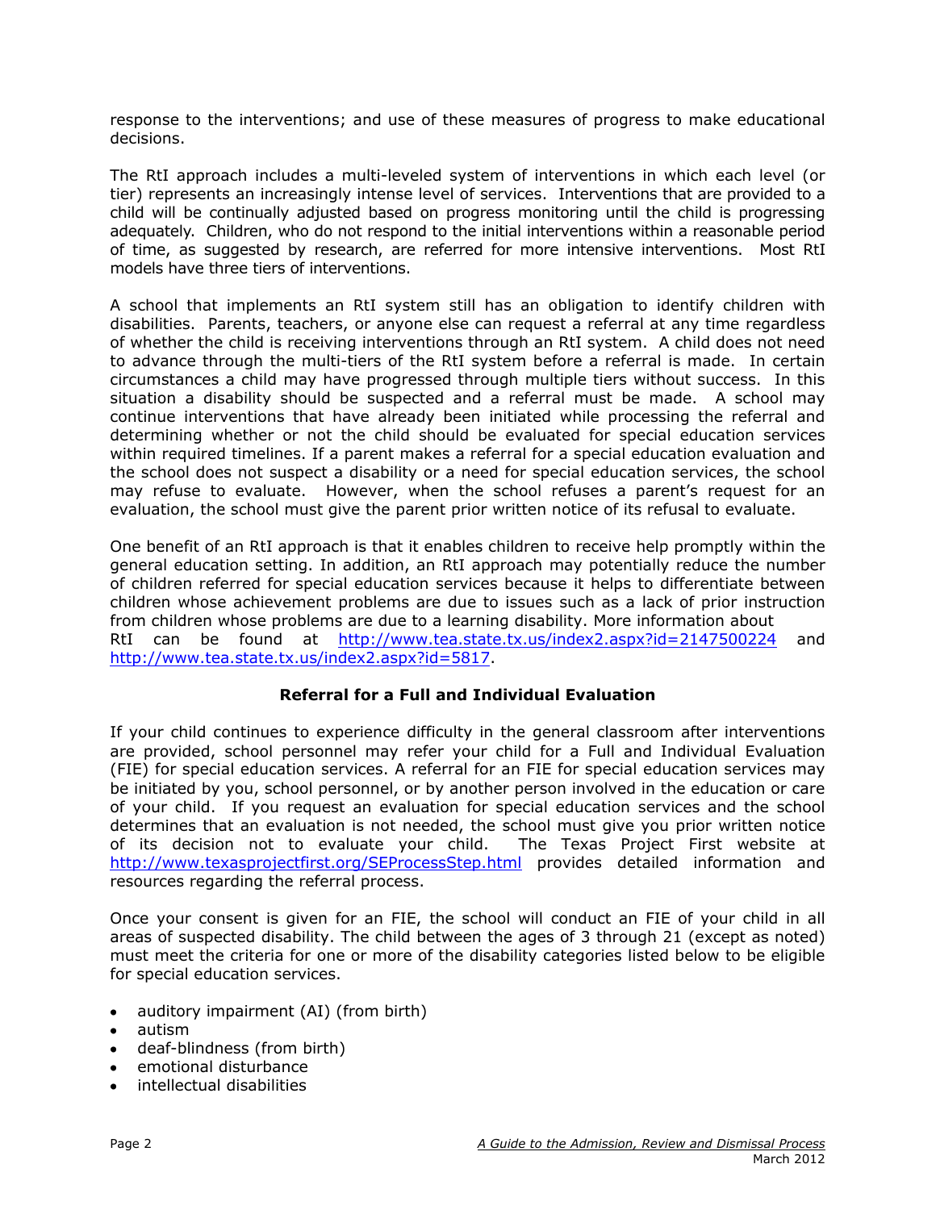response to the interventions; and use of these measures of progress to make educational decisions.

The RtI approach includes a multi-leveled system of interventions in which each level (or tier) represents an increasingly intense level of services. Interventions that are provided to a child will be continually adjusted based on progress monitoring until the child is progressing adequately. Children, who do not respond to the initial interventions within a reasonable period of time, as suggested by research, are referred for more intensive interventions. Most RtI models have three tiers of interventions.

A school that implements an RtI system still has an obligation to identify children with disabilities. Parents, teachers, or anyone else can request a referral at any time regardless of whether the child is receiving interventions through an RtI system. A child does not need to advance through the multi-tiers of the RtI system before a referral is made. In certain circumstances a child may have progressed through multiple tiers without success. In this situation a disability should be suspected and a referral must be made. A school may continue interventions that have already been initiated while processing the referral and determining whether or not the child should be evaluated for special education services within required timelines. If a parent makes a referral for a special education evaluation and the school does not suspect a disability or a need for special education services, the school may refuse to evaluate. However, when the school refuses a parent's request for an evaluation, the school must give the parent prior written notice of its refusal to evaluate.

One benefit of an RtI approach is that it enables children to receive help promptly within the general education setting. In addition, an RtI approach may potentially reduce the number of children referred for special education services because it helps to differentiate between children whose achievement problems are due to issues such as a lack of prior instruction from children whose problems are due to a learning disability. More information about RtI can be found at http://www.tea.state.tx.us/index2.aspx?id=2147500224 and http://www.tea.state.tx.us/index2.aspx?id=5817.

## Referral for a Full and Individual Evaluation

If your child continues to experience difficulty in the general classroom after interventions are provided, school personnel may refer your child for a Full and Individual Evaluation (FIE) for special education services. A referral for an FIE for special education services may be initiated by you, school personnel, or by another person involved in the education or care of your child. If you request an evaluation for special education services and the school determines that an evaluation is not needed, the school must give you prior written notice of its decision not to evaluate your child. The Texas Project First website at http://www.texasprojectfirst.org/SEProcessStep.html provides detailed information and resources regarding the referral process.

Once your consent is given for an FIE, the school will conduct an FIE of your child in all areas of suspected disability. The child between the ages of 3 through 21 (except as noted) must meet the criteria for one or more of the disability categories listed below to be eligible for special education services.

- auditory impairment (AI) (from birth)
- autism
- deaf-blindness (from birth)
- emotional disturbance
- intellectual disabilities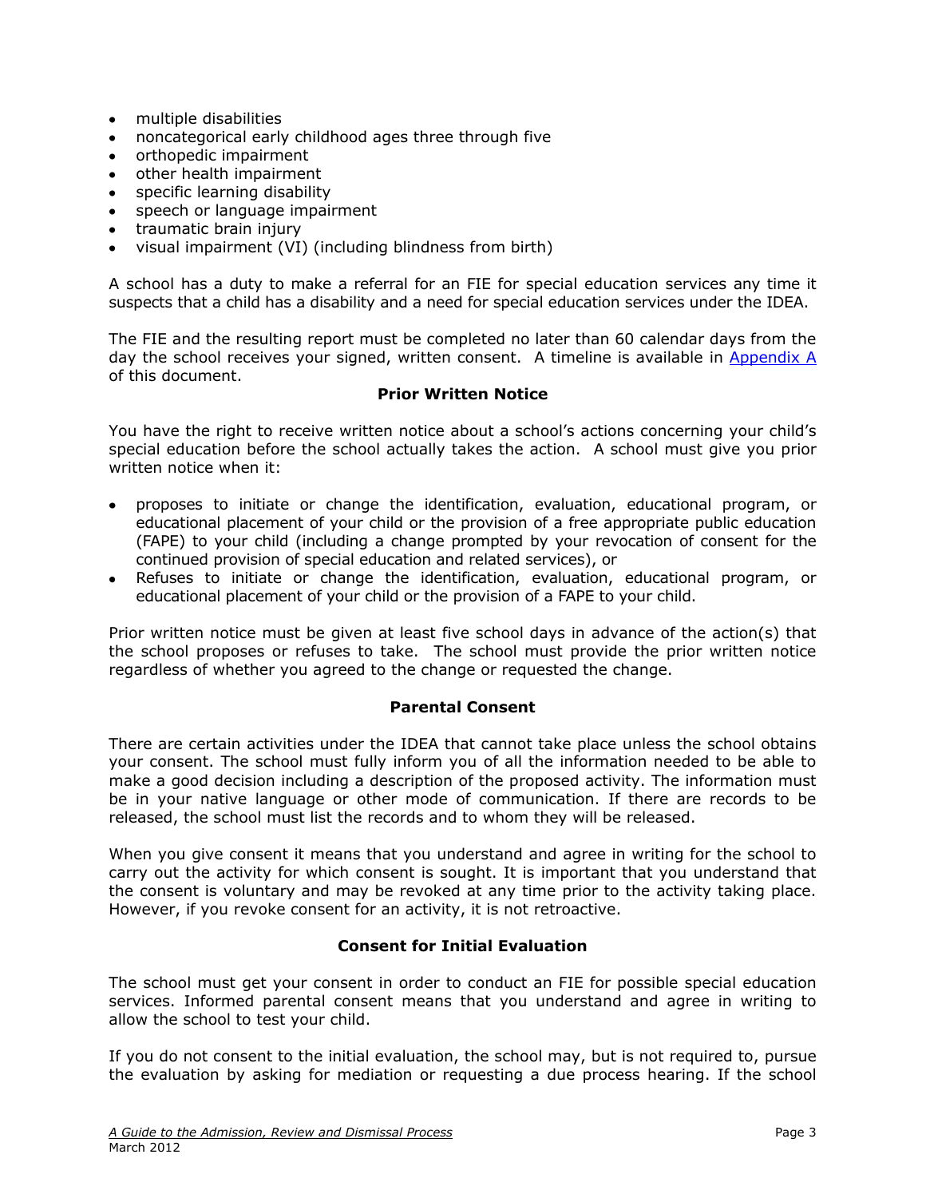- multiple disabilities
- noncategorical early childhood ages three through five
- orthopedic impairment
- other health impairment
- specific learning disability
- speech or language impairment
- traumatic brain injury
- visual impairment (VI) (including blindness from birth)

A school has a duty to make a referral for an FIE for special education services any time it suspects that a child has a disability and a need for special education services under the IDEA.

The FIE and the resulting report must be completed no later than 60 calendar days from the day the school receives your signed, written consent. A timeline is available in [Appendix A](#) of this document.

### Prior Written Notice

You have the right to receive written notice about a school's actions concerning your child's special education before the school actually takes the action. A school must give you prior written notice when it:

- proposes to initiate or change the identification, evaluation, educational program, or educational placement of your child or the provision of a free appropriate public education (FAPE) to your child (including a change prompted by your revocation of consent for the continued provision of special education and related services), or
- Refuses to initiate or change the identification, evaluation, educational program, or educational placement of your child or the provision of a FAPE to your child.

Prior written notice must be given at least five school days in advance of the action(s) that the school proposes or refuses to take. The school must provide the prior written notice regardless of whether you agreed to the change or requested the change.

### Parental Consent

There are certain activities under the IDEA that cannot take place unless the school obtains your consent. The school must fully inform you of all the information needed to be able to make a good decision including a description of the proposed activity. The information must be in your native language or other mode of communication. If there are records to be released, the school must list the records and to whom they will be released.

When you give consent it means that you understand and agree in writing for the school to carry out the activity for which consent is sought. It is important that you understand that the consent is voluntary and may be revoked at any time prior to the activity taking place. However, if you revoke consent for an activity, it is not retroactive.

### Consent for Initial Evaluation

The school must get your consent in order to conduct an FIE for possible special education services. Informed parental consent means that you understand and agree in writing to allow the school to test your child.

If you do not consent to the initial evaluation, the school may, but is not required to, pursue the evaluation by asking for mediation or requesting a due process hearing. If the school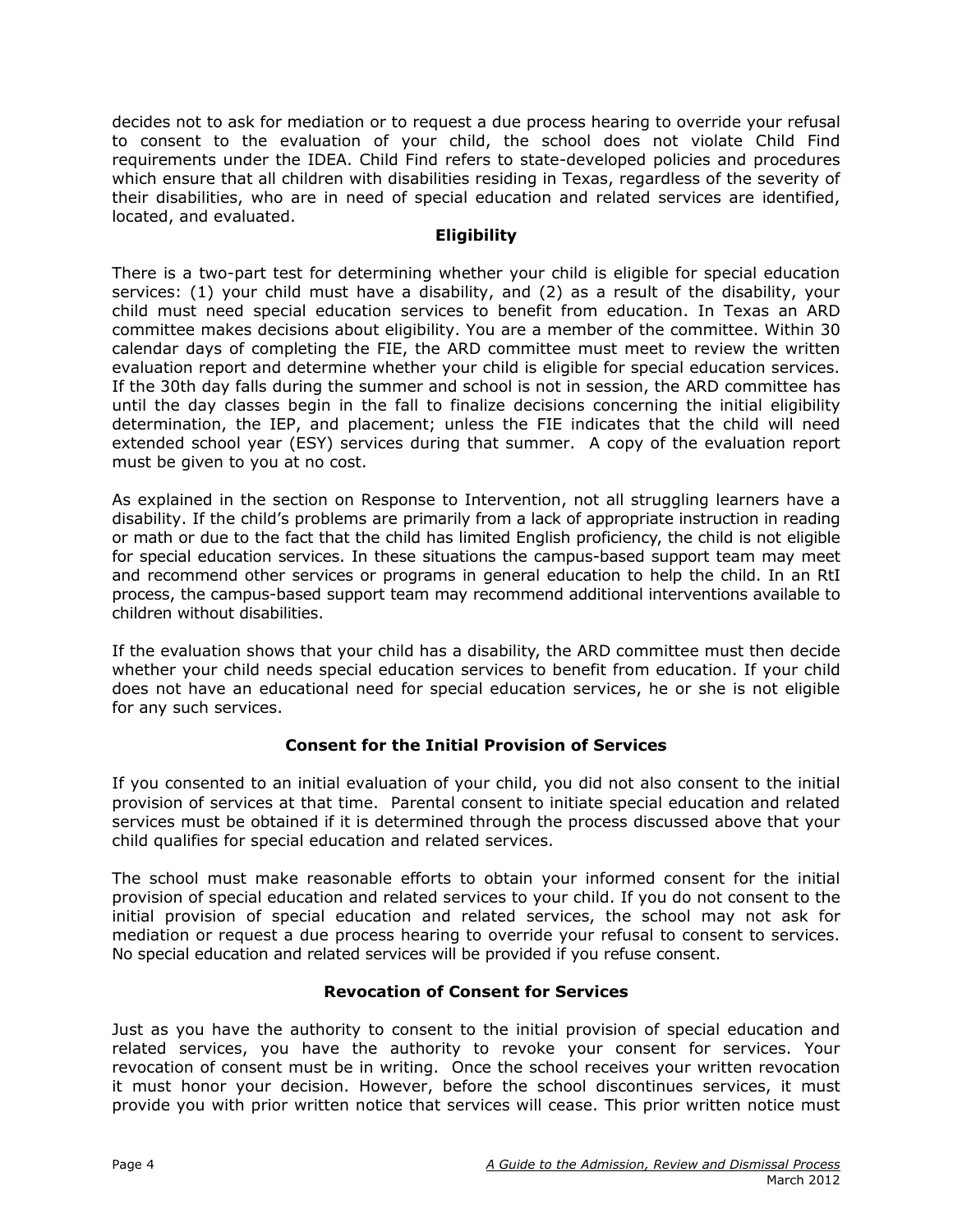decides not to ask for mediation or to request a due process hearing to override your refusal to consent to the evaluation of your child, the school does not violate Child Find requirements under the IDEA. Child Find refers to state-developed policies and procedures which ensure that all children with disabilities residing in Texas, regardless of the severity of their disabilities, who are in need of special education and related services are identified, located, and evaluated.

## Eligibility

There is a two-part test for determining whether your child is eligible for special education services: (1) your child must have a disability, and (2) as a result of the disability, your child must need special education services to benefit from education. In Texas an ARD committee makes decisions about eligibility. You are a member of the committee. Within 30 calendar days of completing the FIE, the ARD committee must meet to review the written evaluation report and determine whether your child is eligible for special education services. If the 30th day falls during the summer and school is not in session, the ARD committee has until the day classes begin in the fall to finalize decisions concerning the initial eligibility determination, the IEP, and placement; unless the FIE indicates that the child will need extended school year (ESY) services during that summer. A copy of the evaluation report must be given to you at no cost.

As explained in the section on Response to Intervention, not all struggling learners have a disability. If the child's problems are primarily from a lack of appropriate instruction in reading or math or due to the fact that the child has limited English proficiency, the child is not eligible for special education services. In these situations the campus-based support team may meet and recommend other services or programs in general education to help the child. In an RtI process, the campus-based support team may recommend additional interventions available to children without disabilities.

If the evaluation shows that your child has a disability, the ARD committee must then decide whether your child needs special education services to benefit from education. If your child does not have an educational need for special education services, he or she is not eligible for any such services.

## Consent for the Initial Provision of Services

If you consented to an initial evaluation of your child, you did not also consent to the initial provision of services at that time. Parental consent to initiate special education and related services must be obtained if it is determined through the process discussed above that your child qualifies for special education and related services.

The school must make reasonable efforts to obtain your informed consent for the initial provision of special education and related services to your child. If you do not consent to the initial provision of special education and related services, the school may not ask for mediation or request a due process hearing to override your refusal to consent to services. No special education and related services will be provided if you refuse consent.

## Revocation of Consent for Services

Just as you have the authority to consent to the initial provision of special education and related services, you have the authority to revoke your consent for services. Your revocation of consent must be in writing. Once the school receives your written revocation it must honor your decision. However, before the school discontinues services, it must provide you with prior written notice that services will cease. This prior written notice must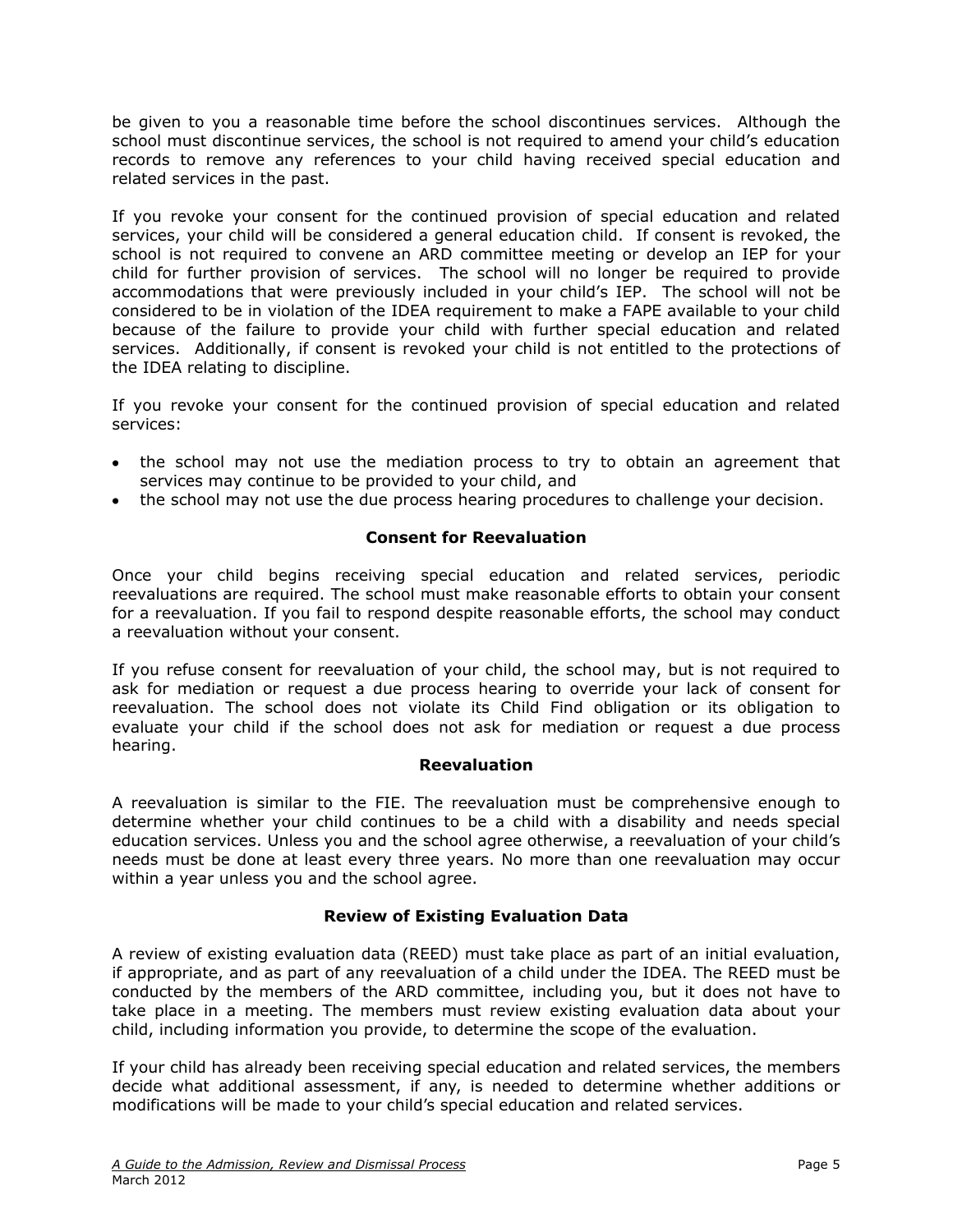be given to you a reasonable time before the school discontinues services. Although the school must discontinue services, the school is not required to amend your child's education records to remove any references to your child having received special education and related services in the past.

If you revoke your consent for the continued provision of special education and related services, your child will be considered a general education child. If consent is revoked, the school is not required to convene an ARD committee meeting or develop an IEP for your child for further provision of services. The school will no longer be required to provide accommodations that were previously included in your child's IEP. The school will not be considered to be in violation of the IDEA requirement to make a FAPE available to your child because of the failure to provide your child with further special education and related services. Additionally, if consent is revoked your child is not entitled to the protections of the IDEA relating to discipline.

If you revoke your consent for the continued provision of special education and related services:

- the school may not use the mediation process to try to obtain an agreement that services may continue to be provided to your child, and
- the school may not use the due process hearing procedures to challenge your decision.

### Consent for Reevaluation

Once your child begins receiving special education and related services, periodic reevaluations are required. The school must make reasonable efforts to obtain your consent for a reevaluation. If you fail to respond despite reasonable efforts, the school may conduct a reevaluation without your consent.

If you refuse consent for reevaluation of your child, the school may, but is not required to ask for mediation or request a due process hearing to override your lack of consent for reevaluation. The school does not violate its Child Find obligation or its obligation to evaluate your child if the school does not ask for mediation or request a due process hearing.

### Reevaluation

A reevaluation is similar to the FIE. The reevaluation must be comprehensive enough to determine whether your child continues to be a child with a disability and needs special education services. Unless you and the school agree otherwise, a reevaluation of your child's needs must be done at least every three years. No more than one reevaluation may occur within a year unless you and the school agree.

### Review of Existing Evaluation Data

A review of existing evaluation data (REED) must take place as part of an initial evaluation, if appropriate, and as part of any reevaluation of a child under the IDEA. The REED must be conducted by the members of the ARD committee, including you, but it does not have to take place in a meeting. The members must review existing evaluation data about your child, including information you provide, to determine the scope of the evaluation.

If your child has already been receiving special education and related services, the members decide what additional assessment, if any, is needed to determine whether additions or modifications will be made to your child's special education and related services.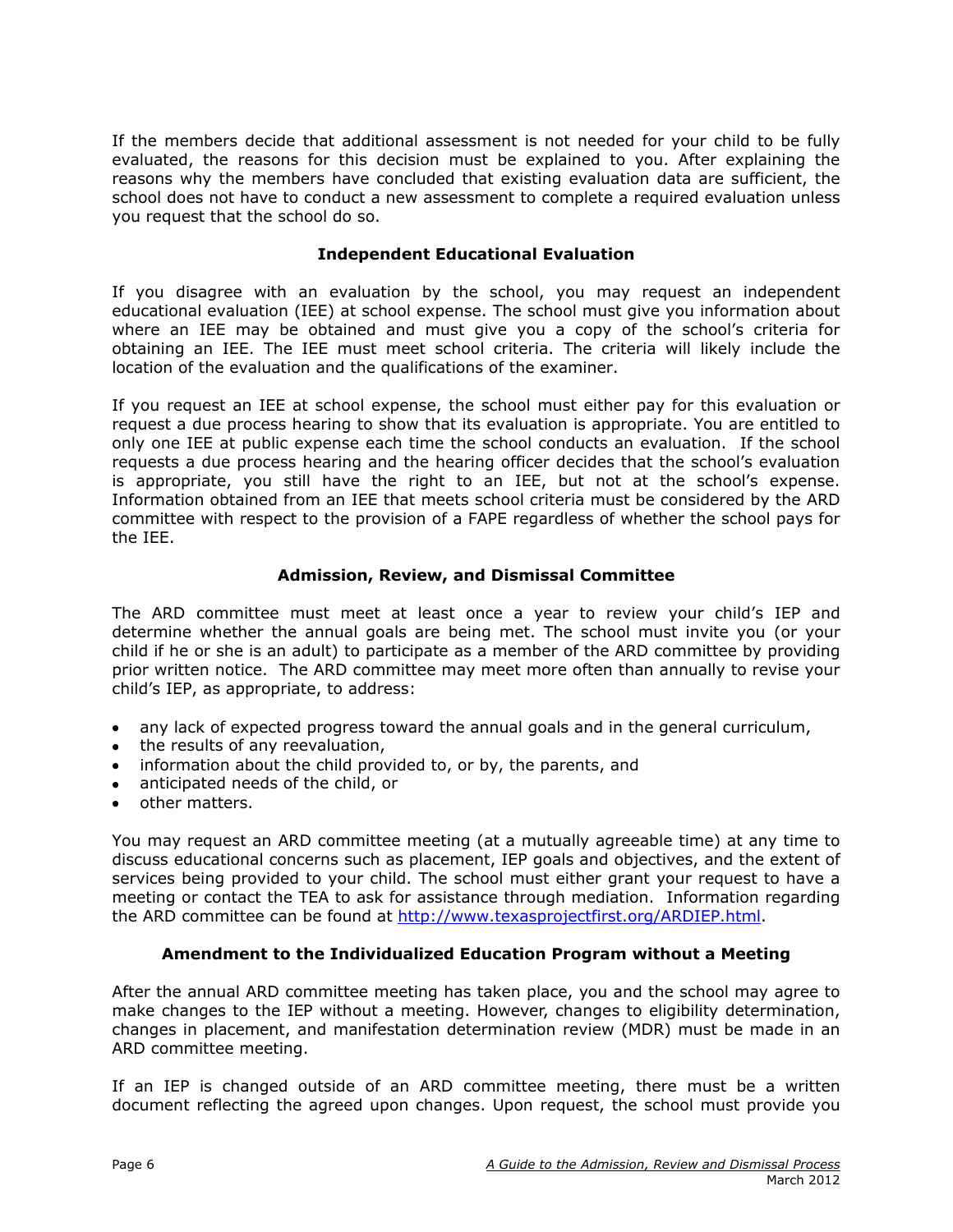If the members decide that additional assessment is not needed for your child to be fully evaluated, the reasons for this decision must be explained to you. After explaining the reasons why the members have concluded that existing evaluation data are sufficient, the school does not have to conduct a new assessment to complete a required evaluation unless you request that the school do so.

### Independent Educational Evaluation

If you disagree with an evaluation by the school, you may request an independent educational evaluation (IEE) at school expense. The school must give you information about where an IEE may be obtained and must give you a copy of the school's criteria for obtaining an IEE. The IEE must meet school criteria. The criteria will likely include the location of the evaluation and the qualifications of the examiner.

If you request an IEE at school expense, the school must either pay for this evaluation or request a due process hearing to show that its evaluation is appropriate. You are entitled to only one IEE at public expense each time the school conducts an evaluation. If the school requests a due process hearing and the hearing officer decides that the school's evaluation is appropriate, you still have the right to an IEE, but not at the school's expense. Information obtained from an IEE that meets school criteria must be considered by the ARD committee with respect to the provision of a FAPE regardless of whether the school pays for the IEE.

### Admission, Review, and Dismissal Committee

The ARD committee must meet at least once a year to review your child's IEP and determine whether the annual goals are being met. The school must invite you (or your child if he or she is an adult) to participate as a member of the ARD committee by providing prior written notice. The ARD committee may meet more often than annually to revise your child's IEP, as appropriate, to address:

- any lack of expected progress toward the annual goals and in the general curriculum,
- the results of any reevaluation,
- information about the child provided to, or by, the parents, and
- anticipated needs of the child, or
- other matters.

You may request an ARD committee meeting (at a mutually agreeable time) at any time to discuss educational concerns such as placement, IEP goals and objectives, and the extent of services being provided to your child. The school must either grant your request to have a meeting or contact the TEA to ask for assistance through mediation. Information regarding the ARD committee can be found at http://www.texasprojectfirst.org/ARDIEP.html.

### Amendment to the Individualized Education Program without a Meeting

After the annual ARD committee meeting has taken place, you and the school may agree to make changes to the IEP without a meeting. However, changes to eligibility determination, changes in placement, and manifestation determination review (MDR) must be made in an ARD committee meeting.

If an IEP is changed outside of an ARD committee meeting, there must be a written document reflecting the agreed upon changes. Upon request, the school must provide you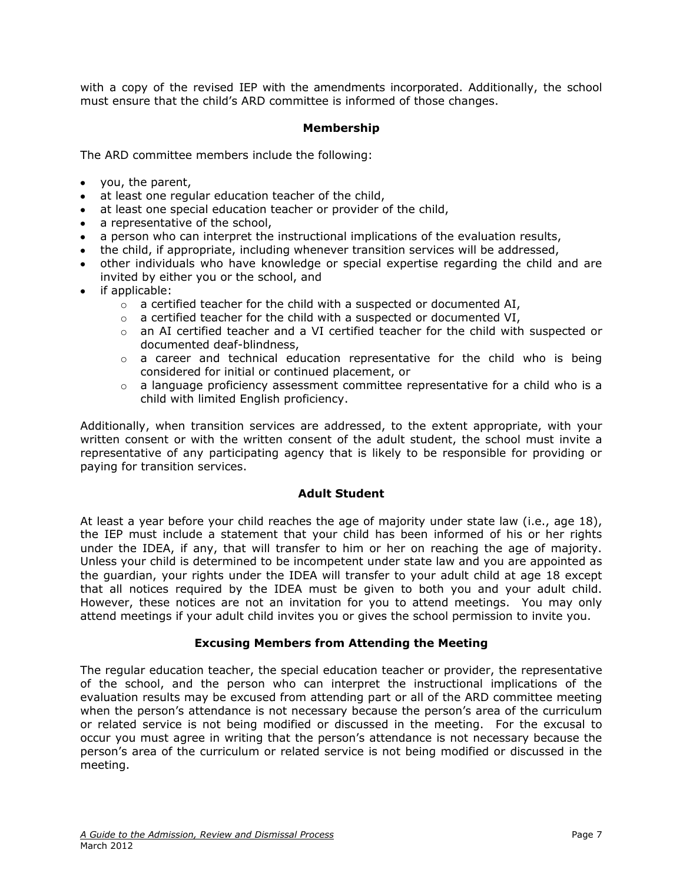with a copy of the revised IEP with the amendments incorporated. Additionally, the school must ensure that the child's ARD committee is informed of those changes.

### Membership

The ARD committee members include the following:

- you, the parent,
- at least one regular education teacher of the child,
- at least one special education teacher or provider of the child,
- a representative of the school,
- a person who can interpret the instructional implications of the evaluation results,
- the child, if appropriate, including whenever transition services will be addressed,
- other individuals who have knowledge or special expertise regarding the child and are invited by either you or the school, and
- if applicable:
    - a certified teacher for the child with a suspected or documented AI,
    - a certified teacher for the child with a suspected or documented VI,
    - an AI certified teacher and a VI certified teacher for the child with suspected or documented deaf-blindness,
    - a career and technical education representative for the child who is being considered for initial or continued placement, or
    - a language proficiency assessment committee representative for a child who is a child with limited English proficiency.

Additionally, when transition services are addressed, to the extent appropriate, with your written consent or with the written consent of the adult student, the school must invite a representative of any participating agency that is likely to be responsible for providing or paying for transition services.

### Adult Student

At least a year before your child reaches the age of majority under state law (i.e., age 18), the IEP must include a statement that your child has been informed of his or her rights under the IDEA, if any, that will transfer to him or her on reaching the age of majority. Unless your child is determined to be incompetent under state law and you are appointed as the guardian, your rights under the IDEA will transfer to your adult child at age 18 except that all notices required by the IDEA must be given to both you and your adult child. However, these notices are not an invitation for you to attend meetings. You may only attend meetings if your adult child invites you or gives the school permission to invite you.

### Excusing Members from Attending the Meeting

The regular education teacher, the special education teacher or provider, the representative of the school, and the person who can interpret the instructional implications of the evaluation results may be excused from attending part or all of the ARD committee meeting when the person's attendance is not necessary because the person's area of the curriculum or related service is not being modified or discussed in the meeting. For the excusal to occur you must agree in writing that the person's attendance is not necessary because the person's area of the curriculum or related service is not being modified or discussed in the meeting.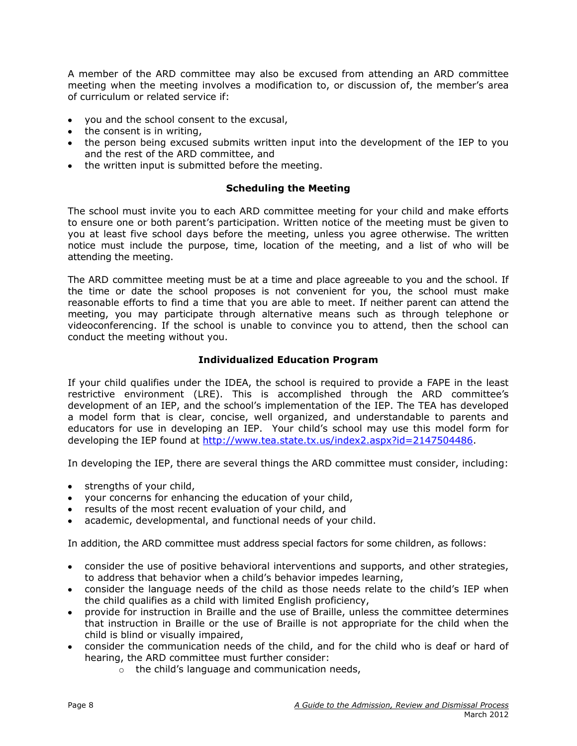A member of the ARD committee may also be excused from attending an ARD committee meeting when the meeting involves a modification to, or discussion of, the member's area of curriculum or related service if:

- you and the school consent to the excusal,
- the consent is in writing,
- the person being excused submits written input into the development of the IEP to you and the rest of the ARD committee, and
- the written input is submitted before the meeting.

### Scheduling the Meeting

The school must invite you to each ARD committee meeting for your child and make efforts to ensure one or both parent's participation. Written notice of the meeting must be given to you at least five school days before the meeting, unless you agree otherwise. The written notice must include the purpose, time, location of the meeting, and a list of who will be attending the meeting.

The ARD committee meeting must be at a time and place agreeable to you and the school. If the time or date the school proposes is not convenient for you, the school must make reasonable efforts to find a time that you are able to meet. If neither parent can attend the meeting, you may participate through alternative means such as through telephone or videoconferencing. If the school is unable to convince you to attend, then the school can conduct the meeting without you.

### Individualized Education Program

If your child qualifies under the IDEA, the school is required to provide a FAPE in the least restrictive environment (LRE). This is accomplished through the ARD committee's development of an IEP, and the school's implementation of the IEP. The TEA has developed a model form that is clear, concise, well organized, and understandable to parents and educators for use in developing an IEP. Your child's school may use this model form for developing the IEP found at [http://www.tea.state.tx.us/index2.aspx?id=2147504486](http://www.tea.state.tx.us/index2.aspx?id=2147504486).

In developing the IEP, there are several things the ARD committee must consider, including:

- strengths of your child,
- your concerns for enhancing the education of your child,
- results of the most recent evaluation of your child, and
- academic, developmental, and functional needs of your child.

In addition, the ARD committee must address special factors for some children, as follows:

- consider the use of positive behavioral interventions and supports, and other strategies, to address that behavior when a child's behavior impedes learning,
- consider the language needs of the child as those needs relate to the child's IEP when the child qualifies as a child with limited English proficiency,
- provide for instruction in Braille and the use of Braille, unless the committee determines that instruction in Braille or the use of Braille is not appropriate for the child when the child is blind or visually impaired,
- consider the communication needs of the child, and for the child who is deaf or hard of hearing, the ARD committee must further consider:
    - the child's language and communication needs,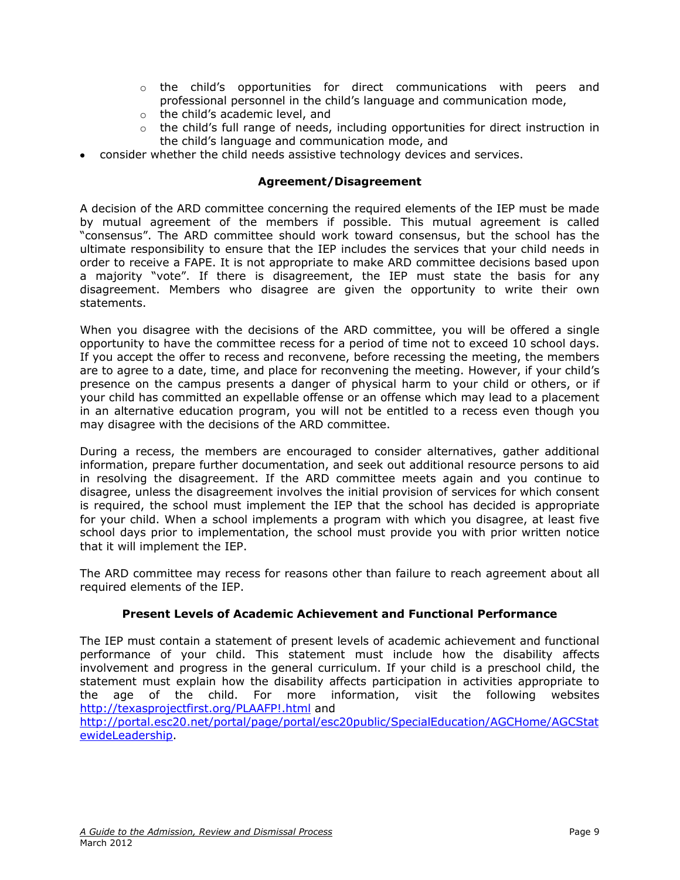- the child's opportunities for direct communications with peers and professional personnel in the child's language and communication mode,
    - the child's academic level, and
    - the child's full range of needs, including opportunities for direct instruction in the child's language and communication mode, and
- consider whether the child needs assistive technology devices and services.

### Agreement/Disagreement

A decision of the ARD committee concerning the required elements of the IEP must be made by mutual agreement of the members if possible. This mutual agreement is called "consensus". The ARD committee should work toward consensus, but the school has the ultimate responsibility to ensure that the IEP includes the services that your child needs in order to receive a FAPE. It is not appropriate to make ARD committee decisions based upon a majority "vote". If there is disagreement, the IEP must state the basis for any disagreement. Members who disagree are given the opportunity to write their own statements.

When you disagree with the decisions of the ARD committee, you will be offered a single opportunity to have the committee recess for a period of time not to exceed 10 school days. If you accept the offer to recess and reconvene, before recessing the meeting, the members are to agree to a date, time, and place for reconvening the meeting. However, if your child's presence on the campus presents a danger of physical harm to your child or others, or if your child has committed an expellable offense or an offense which may lead to a placement in an alternative education program, you will not be entitled to a recess even though you may disagree with the decisions of the ARD committee.

During a recess, the members are encouraged to consider alternatives, gather additional information, prepare further documentation, and seek out additional resource persons to aid in resolving the disagreement. If the ARD committee meets again and you continue to disagree, unless the disagreement involves the initial provision of services for which consent is required, the school must implement the IEP that the school has decided is appropriate for your child. When a school implements a program with which you disagree, at least five school days prior to implementation, the school must provide you with prior written notice that it will implement the IEP.

The ARD committee may recess for reasons other than failure to reach agreement about all required elements of the IEP.

### Present Levels of Academic Achievement and Functional Performance

The IEP must contain a statement of present levels of academic achievement and functional performance of your child. This statement must include how the disability affects involvement and progress in the general curriculum. If your child is a preschool child, the statement must explain how the disability affects participation in activities appropriate to the age of the child. For more information, visit the following websites [http://texasprojectfirst.org/PLAAFP!.html](http://texasprojectfirst.org/PLAAFP!.html) and [http://portal.esc20.net/portal/page/portal/esc20public/SpecialEducation/AGCHome/AGCStatewideLeadership](http://portal.esc20.net/portal/page/portal/esc20public/SpecialEducation/AGCHome/AGCStatewideLeadership).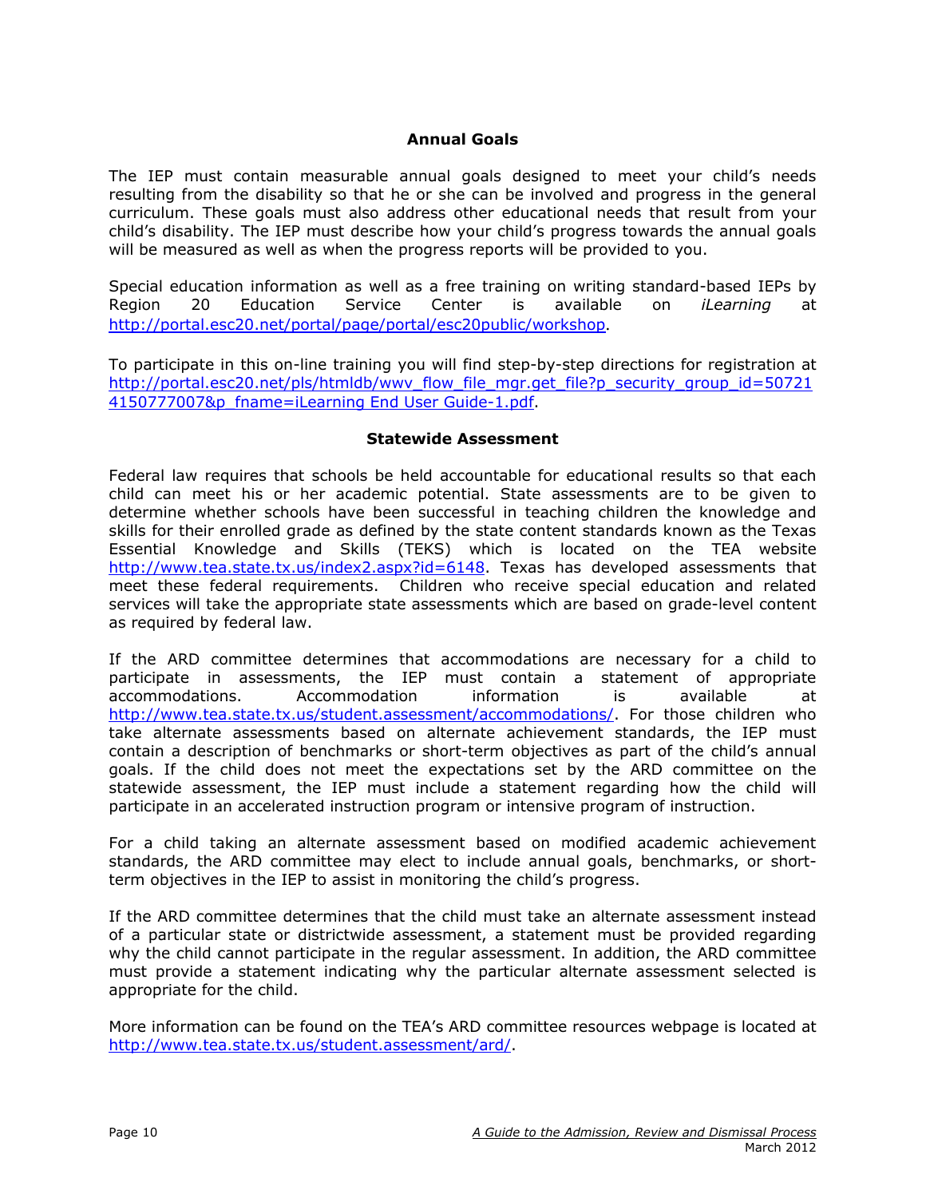## Annual Goals

The IEP must contain measurable annual goals designed to meet your child's needs resulting from the disability so that he or she can be involved and progress in the general curriculum. These goals must also address other educational needs that result from your child's disability. The IEP must describe how your child's progress towards the annual goals will be measured as well as when the progress reports will be provided to you.

Special education information as well as a free training on writing standard-based IEPs by Region 20 Education Service Center is available on *iLearning* at http://portal.esc20.net/portal/page/portal/esc20public/workshop.

To participate in this on-line training you will find step-by-step directions for registration at http://portal.esc20.net/pls/htmldb/wwv_flow_file_mgr.get_file?p_security_group_id=507214150777007&p_fname=iLearning End User Guide-1.pdf.

## Statewide Assessment

Federal law requires that schools be held accountable for educational results so that each child can meet his or her academic potential. State assessments are to be given to determine whether schools have been successful in teaching children the knowledge and skills for their enrolled grade as defined by the state content standards known as the Texas Essential Knowledge and Skills (TEKS) which is located on the TEA website http://www.tea.state.tx.us/index2.aspx?id=6148. Texas has developed assessments that meet these federal requirements. Children who receive special education and related services will take the appropriate state assessments which are based on grade-level content as required by federal law.

If the ARD committee determines that accommodations are necessary for a child to participate in assessments, the IEP must contain a statement of appropriate accommodations. Accommodation information is available at http://www.tea.state.tx.us/student.assessment/accommodations/. For those children who take alternate assessments based on alternate achievement standards, the IEP must contain a description of benchmarks or short-term objectives as part of the child's annual goals. If the child does not meet the expectations set by the ARD committee on the statewide assessment, the IEP must include a statement regarding how the child will participate in an accelerated instruction program or intensive program of instruction.

For a child taking an alternate assessment based on modified academic achievement standards, the ARD committee may elect to include annual goals, benchmarks, or short-term objectives in the IEP to assist in monitoring the child's progress.

If the ARD committee determines that the child must take an alternate assessment instead of a particular state or districtwide assessment, a statement must be provided regarding why the child cannot participate in the regular assessment. In addition, the ARD committee must provide a statement indicating why the particular alternate assessment selected is appropriate for the child.

More information can be found on the TEA's ARD committee resources webpage is located at http://www.tea.state.tx.us/student.assessment/ard/.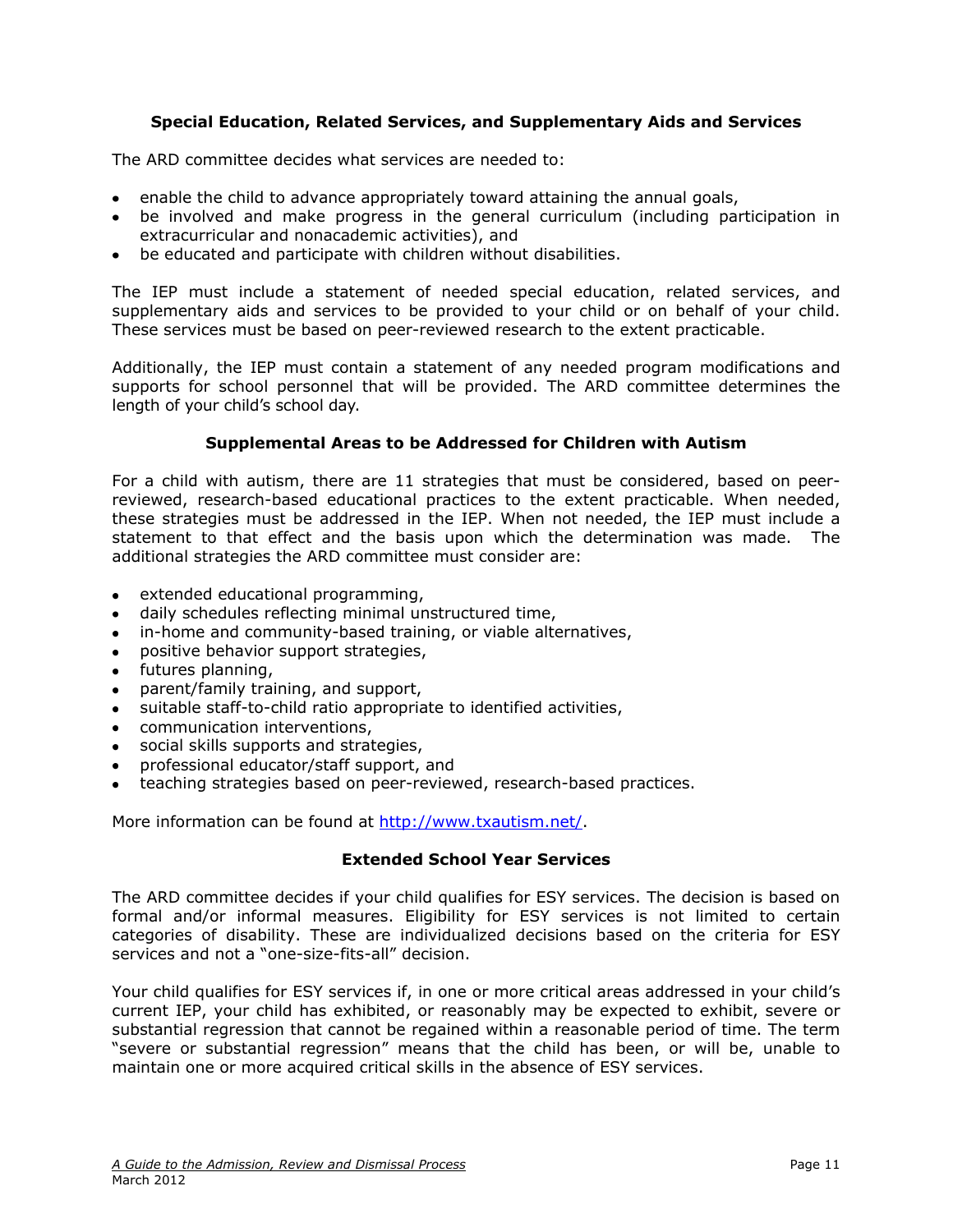### Special Education, Related Services, and Supplementary Aids and Services

The ARD committee decides what services are needed to:

- enable the child to advance appropriately toward attaining the annual goals,
- be involved and make progress in the general curriculum (including participation in extracurricular and nonacademic activities), and
- be educated and participate with children without disabilities.

The IEP must include a statement of needed special education, related services, and supplementary aids and services to be provided to your child or on behalf of your child. These services must be based on peer-reviewed research to the extent practicable.

Additionally, the IEP must contain a statement of any needed program modifications and supports for school personnel that will be provided. The ARD committee determines the length of your child's school day.

### Supplemental Areas to be Addressed for Children with Autism

For a child with autism, there are 11 strategies that must be considered, based on peer-reviewed, research-based educational practices to the extent practicable. When needed, these strategies must be addressed in the IEP. When not needed, the IEP must include a statement to that effect and the basis upon which the determination was made. The additional strategies the ARD committee must consider are:

- extended educational programming,
- daily schedules reflecting minimal unstructured time,
- in-home and community-based training, or viable alternatives,
- positive behavior support strategies,
- futures planning,
- parent/family training, and support,
- suitable staff-to-child ratio appropriate to identified activities,
- communication interventions,
- social skills supports and strategies,
- professional educator/staff support, and
- teaching strategies based on peer-reviewed, research-based practices.

More information can be found at [http://www.txautism.net/](http://www.txautism.net/).

### Extended School Year Services

The ARD committee decides if your child qualifies for ESY services. The decision is based on formal and/or informal measures. Eligibility for ESY services is not limited to certain categories of disability. These are individualized decisions based on the criteria for ESY services and not a "one-size-fits-all" decision.

Your child qualifies for ESY services if, in one or more critical areas addressed in your child's current IEP, your child has exhibited, or reasonably may be expected to exhibit, severe or substantial regression that cannot be regained within a reasonable period of time. The term "severe or substantial regression" means that the child has been, or will be, unable to maintain one or more acquired critical skills in the absence of ESY services.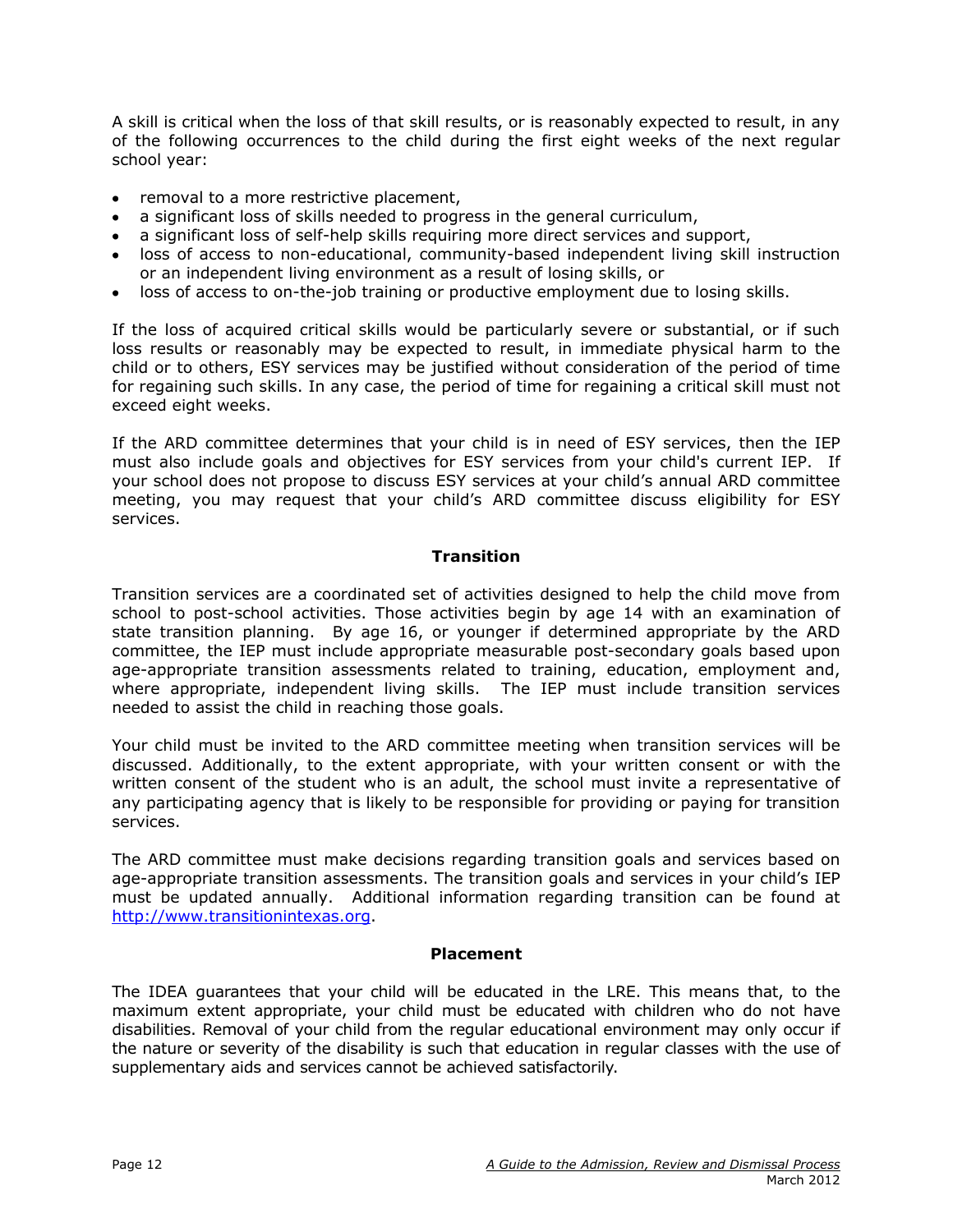A skill is critical when the loss of that skill results, or is reasonably expected to result, in any of the following occurrences to the child during the first eight weeks of the next regular school year:

- removal to a more restrictive placement,
- a significant loss of skills needed to progress in the general curriculum,
- a significant loss of self-help skills requiring more direct services and support,
- loss of access to non-educational, community-based independent living skill instruction or an independent living environment as a result of losing skills, or
- loss of access to on-the-job training or productive employment due to losing skills.

If the loss of acquired critical skills would be particularly severe or substantial, or if such loss results or reasonably may be expected to result, in immediate physical harm to the child or to others, ESY services may be justified without consideration of the period of time for regaining such skills. In any case, the period of time for regaining a critical skill must not exceed eight weeks.

If the ARD committee determines that your child is in need of ESY services, then the IEP must also include goals and objectives for ESY services from your child's current IEP. If your school does not propose to discuss ESY services at your child's annual ARD committee meeting, you may request that your child's ARD committee discuss eligibility for ESY services.

## Transition

Transition services are a coordinated set of activities designed to help the child move from school to post-school activities. Those activities begin by age 14 with an examination of state transition planning. By age 16, or younger if determined appropriate by the ARD committee, the IEP must include appropriate measurable post-secondary goals based upon age-appropriate transition assessments related to training, education, employment and, where appropriate, independent living skills. The IEP must include transition services needed to assist the child in reaching those goals.

Your child must be invited to the ARD committee meeting when transition services will be discussed. Additionally, to the extent appropriate, with your written consent or with the written consent of the student who is an adult, the school must invite a representative of any participating agency that is likely to be responsible for providing or paying for transition services.

The ARD committee must make decisions regarding transition goals and services based on age-appropriate transition assessments. The transition goals and services in your child's IEP must be updated annually. Additional information regarding transition can be found at [http://www.transitionintexas.org](http://www.transitionintexas.org).

## Placement

The IDEA guarantees that your child will be educated in the LRE. This means that, to the maximum extent appropriate, your child must be educated with children who do not have disabilities. Removal of your child from the regular educational environment may only occur if the nature or severity of the disability is such that education in regular classes with the use of supplementary aids and services cannot be achieved satisfactorily.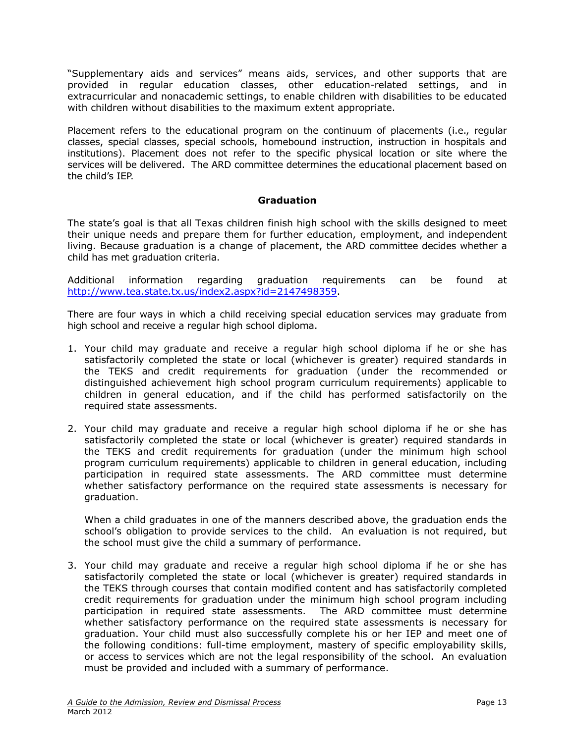"Supplementary aids and services" means aids, services, and other supports that are provided in regular education classes, other education-related settings, and in extracurricular and nonacademic settings, to enable children with disabilities to be educated with children without disabilities to the maximum extent appropriate.

Placement refers to the educational program on the continuum of placements (i.e., regular classes, special classes, special schools, homebound instruction, instruction in hospitals and institutions). Placement does not refer to the specific physical location or site where the services will be delivered. The ARD committee determines the educational placement based on the child's IEP.

## Graduation

The state's goal is that all Texas children finish high school with the skills designed to meet their unique needs and prepare them for further education, employment, and independent living. Because graduation is a change of placement, the ARD committee decides whether a child has met graduation criteria.

Additional information regarding graduation requirements can be found at [http://www.tea.state.tx.us/index2.aspx?id=2147498359](http://www.tea.state.tx.us/index2.aspx?id=2147498359).

There are four ways in which a child receiving special education services may graduate from high school and receive a regular high school diploma.

1. Your child may graduate and receive a regular high school diploma if he or she has satisfactorily completed the state or local (whichever is greater) required standards in the TEKS and credit requirements for graduation (under the recommended or distinguished achievement high school program curriculum requirements) applicable to children in general education, and if the child has performed satisfactorily on the required state assessments.

2. Your child may graduate and receive a regular high school diploma if he or she has satisfactorily completed the state or local (whichever is greater) required standards in the TEKS and credit requirements for graduation (under the minimum high school program curriculum requirements) applicable to children in general education, including participation in required state assessments. The ARD committee must determine whether satisfactory performance on the required state assessments is necessary for graduation.

   When a child graduates in one of the manners described above, the graduation ends the school's obligation to provide services to the child. An evaluation is not required, but the school must give the child a summary of performance.

3. Your child may graduate and receive a regular high school diploma if he or she has satisfactorily completed the state or local (whichever is greater) required standards in the TEKS through courses that contain modified content and has satisfactorily completed credit requirements for graduation under the minimum high school program including participation in required state assessments. The ARD committee must determine whether satisfactory performance on the required state assessments is necessary for graduation. Your child must also successfully complete his or her IEP and meet one of the following conditions: full-time employment, mastery of specific employability skills, or access to services which are not the legal responsibility of the school. An evaluation must be provided and included with a summary of performance.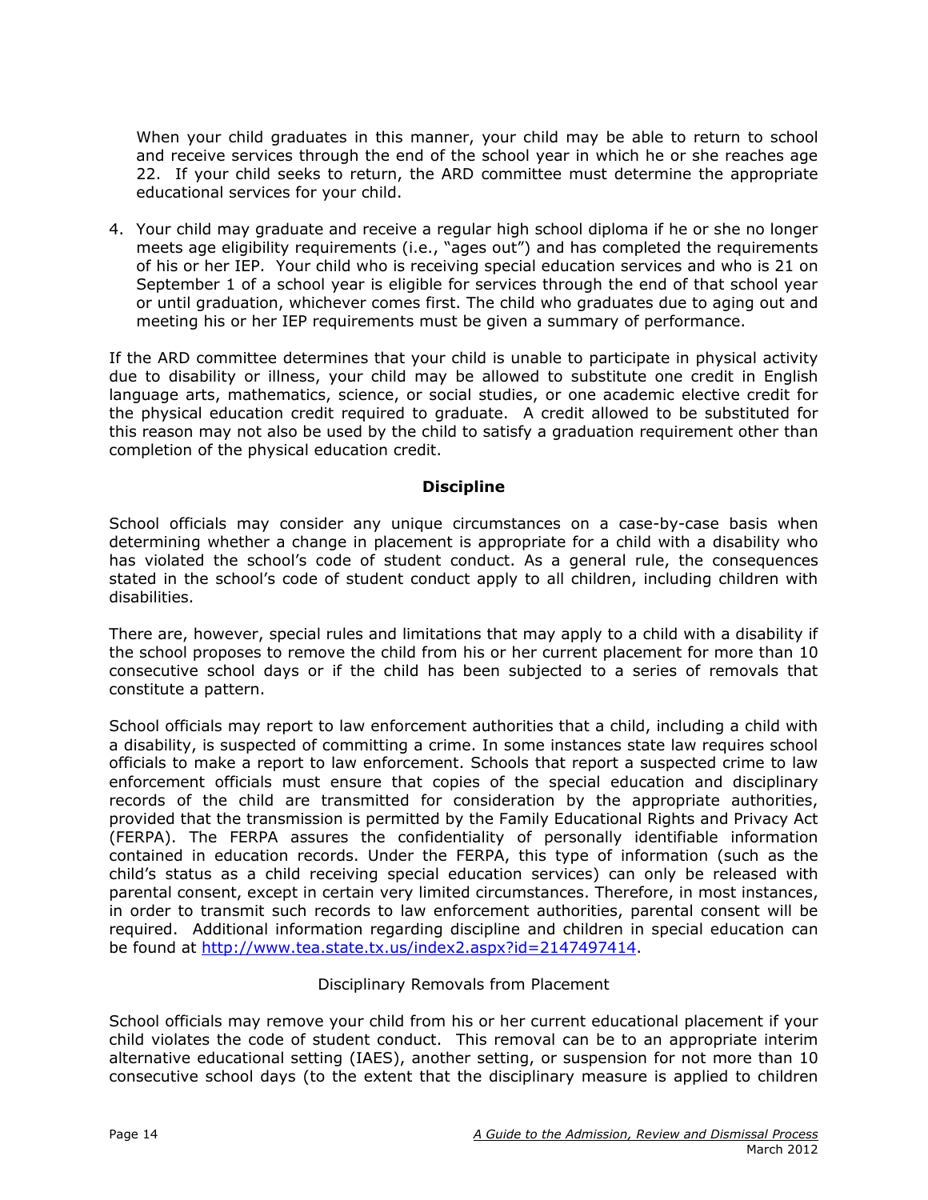When your child graduates in this manner, your child may be able to return to school and receive services through the end of the school year in which he or she reaches age 22. If your child seeks to return, the ARD committee must determine the appropriate educational services for your child.

4. Your child may graduate and receive a regular high school diploma if he or she no longer meets age eligibility requirements (i.e., "ages out") and has completed the requirements of his or her IEP. Your child who is receiving special education services and who is 21 on September 1 of a school year is eligible for services through the end of that school year or until graduation, whichever comes first. The child who graduates due to aging out and meeting his or her IEP requirements must be given a summary of performance.

If the ARD committee determines that your child is unable to participate in physical activity due to disability or illness, your child may be allowed to substitute one credit in English language arts, mathematics, science, or social studies, or one academic elective credit for the physical education credit required to graduate. A credit allowed to be substituted for this reason may not also be used by the child to satisfy a graduation requirement other than completion of the physical education credit.

## Discipline

School officials may consider any unique circumstances on a case-by-case basis when determining whether a change in placement is appropriate for a child with a disability who has violated the school's code of student conduct. As a general rule, the consequences stated in the school's code of student conduct apply to all children, including children with disabilities.

There are, however, special rules and limitations that may apply to a child with a disability if the school proposes to remove the child from his or her current placement for more than 10 consecutive school days or if the child has been subjected to a series of removals that constitute a pattern.

School officials may report to law enforcement authorities that a child, including a child with a disability, is suspected of committing a crime. In some instances state law requires school officials to make a report to law enforcement. Schools that report a suspected crime to law enforcement officials must ensure that copies of the special education and disciplinary records of the child are transmitted for consideration by the appropriate authorities, provided that the transmission is permitted by the Family Educational Rights and Privacy Act (FERPA). The FERPA assures the confidentiality of personally identifiable information contained in education records. Under the FERPA, this type of information (such as the child's status as a child receiving special education services) can only be released with parental consent, except in certain very limited circumstances. Therefore, in most instances, in order to transmit such records to law enforcement authorities, parental consent will be required. Additional information regarding discipline and children in special education can be found at http://www.tea.state.tx.us/index2.aspx?id=2147497414.

### Disciplinary Removals from Placement

School officials may remove your child from his or her current educational placement if your child violates the code of student conduct. This removal can be to an appropriate interim alternative educational setting (IAES), another setting, or suspension for not more than 10 consecutive school days (to the extent that the disciplinary measure is applied to children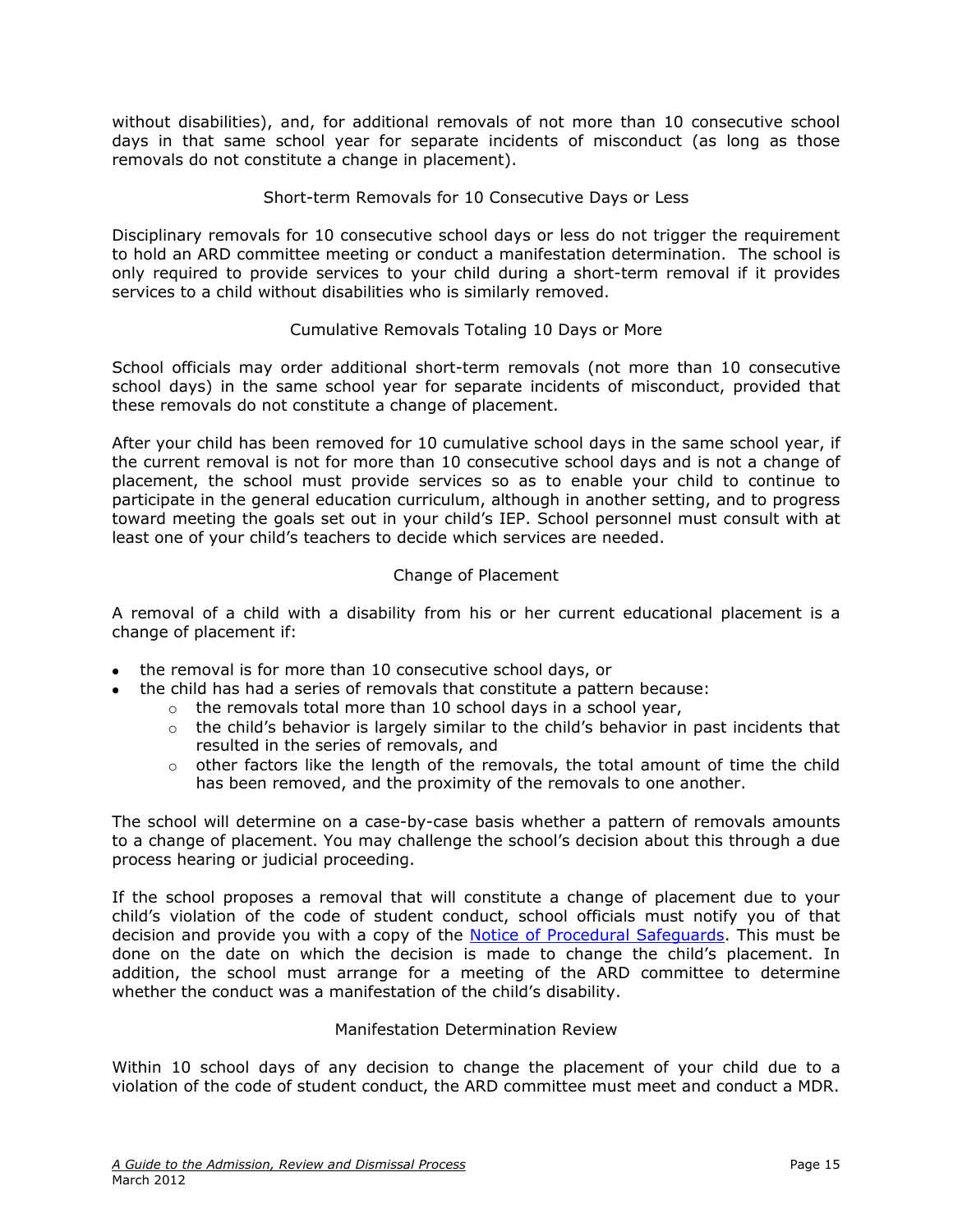without disabilities), and, for additional removals of not more than 10 consecutive school days in that same school year for separate incidents of misconduct (as long as those removals do not constitute a change in placement).

### Short-term Removals for 10 Consecutive Days or Less

Disciplinary removals for 10 consecutive school days or less do not trigger the requirement to hold an ARD committee meeting or conduct a manifestation determination. The school is only required to provide services to your child during a short-term removal if it provides services to a child without disabilities who is similarly removed.

### Cumulative Removals Totaling 10 Days or More

School officials may order additional short-term removals (not more than 10 consecutive school days) in the same school year for separate incidents of misconduct, provided that these removals do not constitute a change of placement.

After your child has been removed for 10 cumulative school days in the same school year, if the current removal is not for more than 10 consecutive school days and is not a change of placement, the school must provide services so as to enable your child to continue to participate in the general education curriculum, although in another setting, and to progress toward meeting the goals set out in your child's IEP. School personnel must consult with at least one of your child's teachers to decide which services are needed.

### Change of Placement

A removal of a child with a disability from his or her current educational placement is a change of placement if:

- the removal is for more than 10 consecutive school days, or
- the child has had a series of removals that constitute a pattern because:
  - the removals total more than 10 school days in a school year,
  - the child's behavior is largely similar to the child's behavior in past incidents that resulted in the series of removals, and
  - other factors like the length of the removals, the total amount of time the child has been removed, and the proximity of the removals to one another.

The school will determine on a case-by-case basis whether a pattern of removals amounts to a change of placement. You may challenge the school's decision about this through a due process hearing or judicial proceeding.

If the school proposes a removal that will constitute a change of placement due to your child's violation of the code of student conduct, school officials must notify you of that decision and provide you with a copy of the Notice of Procedural Safeguards. This must be done on the date on which the decision is made to change the child's placement. In addition, the school must arrange for a meeting of the ARD committee to determine whether the conduct was a manifestation of the child's disability.

### Manifestation Determination Review

Within 10 school days of any decision to change the placement of your child due to a violation of the code of student conduct, the ARD committee must meet and conduct a MDR.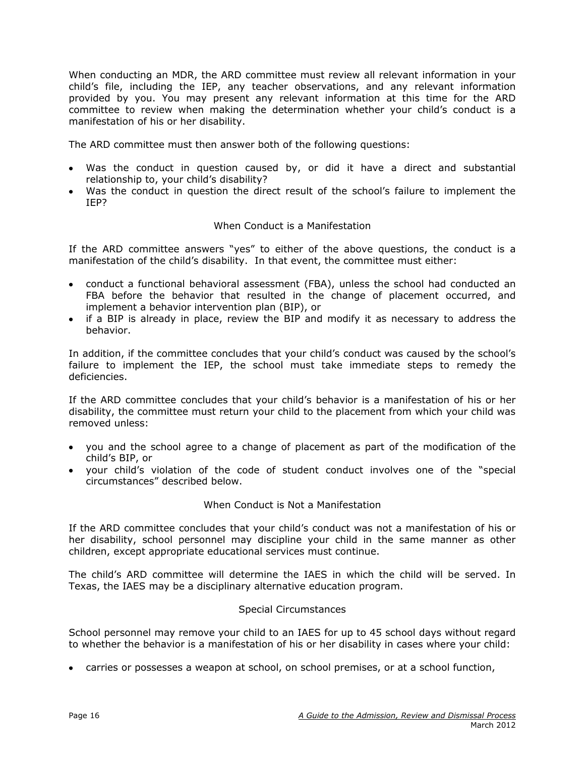When conducting an MDR, the ARD committee must review all relevant information in your child's file, including the IEP, any teacher observations, and any relevant information provided by you. You may present any relevant information at this time for the ARD committee to review when making the determination whether your child's conduct is a manifestation of his or her disability.

The ARD committee must then answer both of the following questions:

- Was the conduct in question caused by, or did it have a direct and substantial relationship to, your child's disability?
- Was the conduct in question the direct result of the school's failure to implement the IEP?

### When Conduct is a Manifestation

If the ARD committee answers "yes" to either of the above questions, the conduct is a manifestation of the child's disability. In that event, the committee must either:

- conduct a functional behavioral assessment (FBA), unless the school had conducted an FBA before the behavior that resulted in the change of placement occurred, and implement a behavior intervention plan (BIP), or
- if a BIP is already in place, review the BIP and modify it as necessary to address the behavior.

In addition, if the committee concludes that your child's conduct was caused by the school's failure to implement the IEP, the school must take immediate steps to remedy the deficiencies.

If the ARD committee concludes that your child's behavior is a manifestation of his or her disability, the committee must return your child to the placement from which your child was removed unless:

- you and the school agree to a change of placement as part of the modification of the child's BIP, or
- your child's violation of the code of student conduct involves one of the "special circumstances" described below.

### When Conduct is Not a Manifestation

If the ARD committee concludes that your child's conduct was not a manifestation of his or her disability, school personnel may discipline your child in the same manner as other children, except appropriate educational services must continue.

The child's ARD committee will determine the IAES in which the child will be served. In Texas, the IAES may be a disciplinary alternative education program.

### Special Circumstances

School personnel may remove your child to an IAES for up to 45 school days without regard to whether the behavior is a manifestation of his or her disability in cases where your child:

- carries or possesses a weapon at school, on school premises, or at a school function,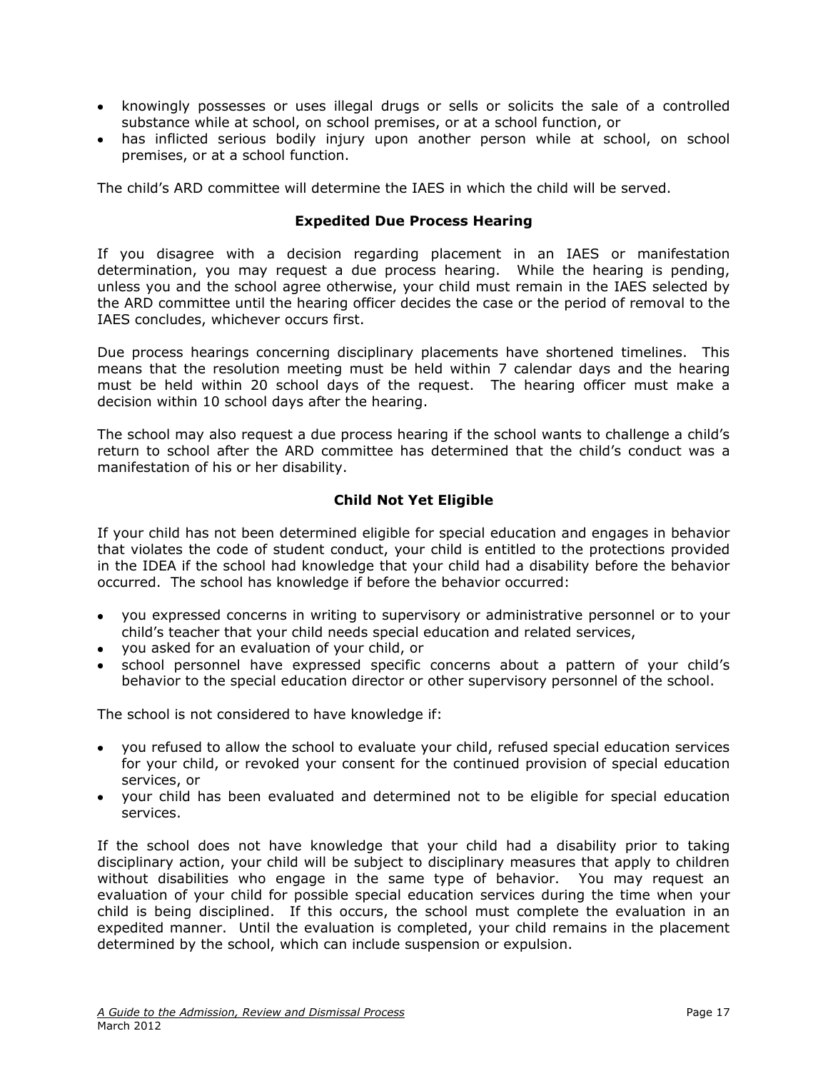- knowingly possesses or uses illegal drugs or sells or solicits the sale of a controlled substance while at school, on school premises, or at a school function, or
- has inflicted serious bodily injury upon another person while at school, on school premises, or at a school function.

The child's ARD committee will determine the IAES in which the child will be served.

### Expedited Due Process Hearing

If you disagree with a decision regarding placement in an IAES or manifestation determination, you may request a due process hearing. While the hearing is pending, unless you and the school agree otherwise, your child must remain in the IAES selected by the ARD committee until the hearing officer decides the case or the period of removal to the IAES concludes, whichever occurs first.

Due process hearings concerning disciplinary placements have shortened timelines. This means that the resolution meeting must be held within 7 calendar days and the hearing must be held within 20 school days of the request. The hearing officer must make a decision within 10 school days after the hearing.

The school may also request a due process hearing if the school wants to challenge a child's return to school after the ARD committee has determined that the child's conduct was a manifestation of his or her disability.

### Child Not Yet Eligible

If your child has not been determined eligible for special education and engages in behavior that violates the code of student conduct, your child is entitled to the protections provided in the IDEA if the school had knowledge that your child had a disability before the behavior occurred. The school has knowledge if before the behavior occurred:

- you expressed concerns in writing to supervisory or administrative personnel or to your child's teacher that your child needs special education and related services,
- you asked for an evaluation of your child, or
- school personnel have expressed specific concerns about a pattern of your child's behavior to the special education director or other supervisory personnel of the school.

The school is not considered to have knowledge if:

- you refused to allow the school to evaluate your child, refused special education services for your child, or revoked your consent for the continued provision of special education services, or
- your child has been evaluated and determined not to be eligible for special education services.

If the school does not have knowledge that your child had a disability prior to taking disciplinary action, your child will be subject to disciplinary measures that apply to children without disabilities who engage in the same type of behavior. You may request an evaluation of your child for possible special education services during the time when your child is being disciplined. If this occurs, the school must complete the evaluation in an expedited manner. Until the evaluation is completed, your child remains in the placement determined by the school, which can include suspension or expulsion.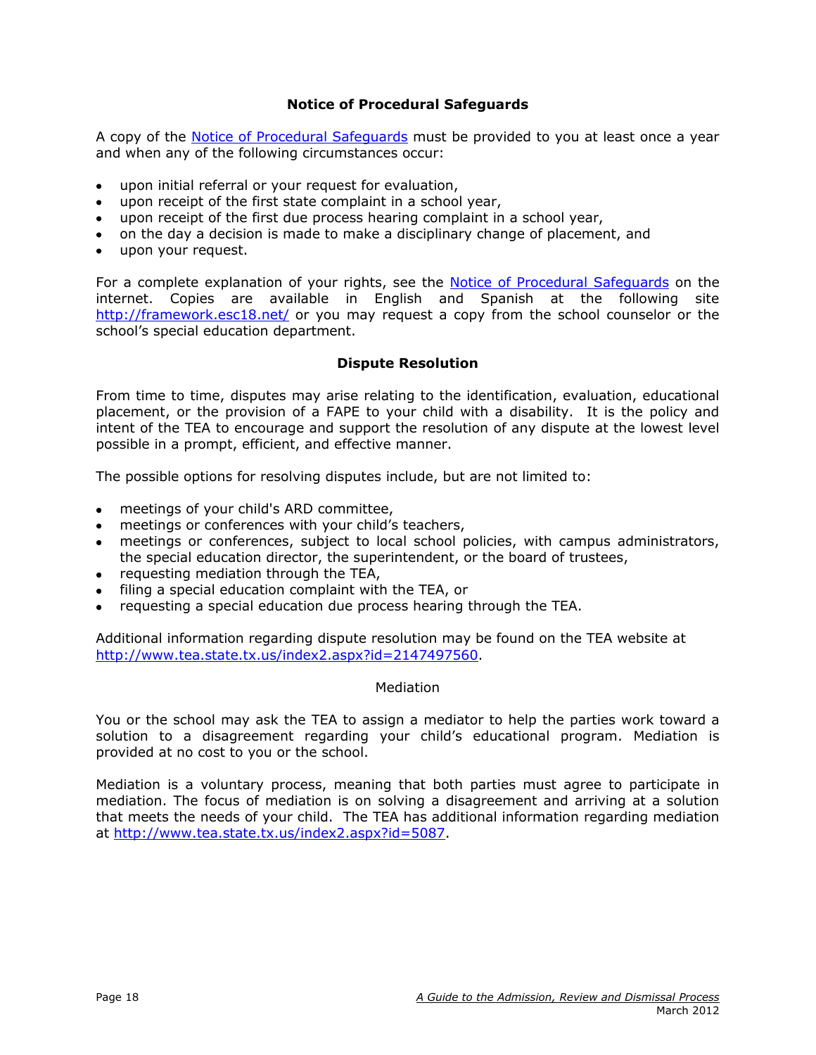## Notice of Procedural Safeguards

A copy of the [Notice of Procedural Safeguards]() must be provided to you at least once a year and when any of the following circumstances occur:

- upon initial referral or your request for evaluation,
- upon receipt of the first state complaint in a school year,
- upon receipt of the first due process hearing complaint in a school year,
- on the day a decision is made to make a disciplinary change of placement, and
- upon your request.

For a complete explanation of your rights, see the [Notice of Procedural Safeguards]() on the internet. Copies are available in English and Spanish at the following site http://framework.esc18.net/ or you may request a copy from the school counselor or the school's special education department.

## Dispute Resolution

From time to time, disputes may arise relating to the identification, evaluation, educational placement, or the provision of a FAPE to your child with a disability. It is the policy and intent of the TEA to encourage and support the resolution of any dispute at the lowest level possible in a prompt, efficient, and effective manner.

The possible options for resolving disputes include, but are not limited to:

- meetings of your child's ARD committee,
- meetings or conferences with your child's teachers,
- meetings or conferences, subject to local school policies, with campus administrators, the special education director, the superintendent, or the board of trustees,
- requesting mediation through the TEA,
- filing a special education complaint with the TEA, or
- requesting a special education due process hearing through the TEA.

Additional information regarding dispute resolution may be found on the TEA website at http://www.tea.state.tx.us/index2.aspx?id=2147497560.

### Mediation

You or the school may ask the TEA to assign a mediator to help the parties work toward a solution to a disagreement regarding your child's educational program. Mediation is provided at no cost to you or the school.

Mediation is a voluntary process, meaning that both parties must agree to participate in mediation. The focus of mediation is on solving a disagreement and arriving at a solution that meets the needs of your child. The TEA has additional information regarding mediation at http://www.tea.state.tx.us/index2.aspx?id=5087.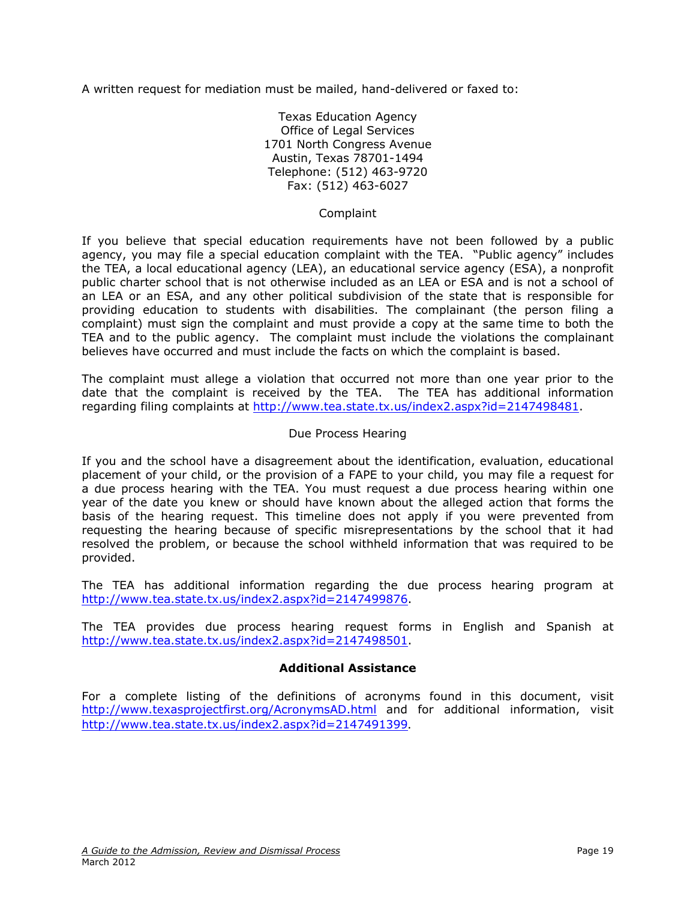A written request for mediation must be mailed, hand-delivered or faxed to:

Texas Education Agency  
Office of Legal Services  
1701 North Congress Avenue  
Austin, Texas 78701-1494  
Telephone: (512) 463-9720  
Fax: (512) 463-6027

### Complaint

If you believe that special education requirements have not been followed by a public agency, you may file a special education complaint with the TEA. "Public agency" includes the TEA, a local educational agency (LEA), an educational service agency (ESA), a nonprofit public charter school that is not otherwise included as an LEA or ESA and is not a school of an LEA or an ESA, and any other political subdivision of the state that is responsible for providing education to students with disabilities. The complainant (the person filing a complaint) must sign the complaint and must provide a copy at the same time to both the TEA and to the public agency. The complaint must include the violations the complainant believes have occurred and must include the facts on which the complaint is based.

The complaint must allege a violation that occurred not more than one year prior to the date that the complaint is received by the TEA. The TEA has additional information regarding filing complaints at http://www.tea.state.tx.us/index2.aspx?id=2147498481.

### Due Process Hearing

If you and the school have a disagreement about the identification, evaluation, educational placement of your child, or the provision of a FAPE to your child, you may file a request for a due process hearing with the TEA. You must request a due process hearing within one year of the date you knew or should have known about the alleged action that forms the basis of the hearing request. This timeline does not apply if you were prevented from requesting the hearing because of specific misrepresentations by the school that it had resolved the problem, or because the school withheld information that was required to be provided.

The TEA has additional information regarding the due process hearing program at http://www.tea.state.tx.us/index2.aspx?id=2147499876.

The TEA provides due process hearing request forms in English and Spanish at http://www.tea.state.tx.us/index2.aspx?id=2147498501.

## Additional Assistance

For a complete listing of the definitions of acronyms found in this document, visit http://www.texasprojectfirst.org/AcronymsAD.html and for additional information, visit http://www.tea.state.tx.us/index2.aspx?id=2147491399.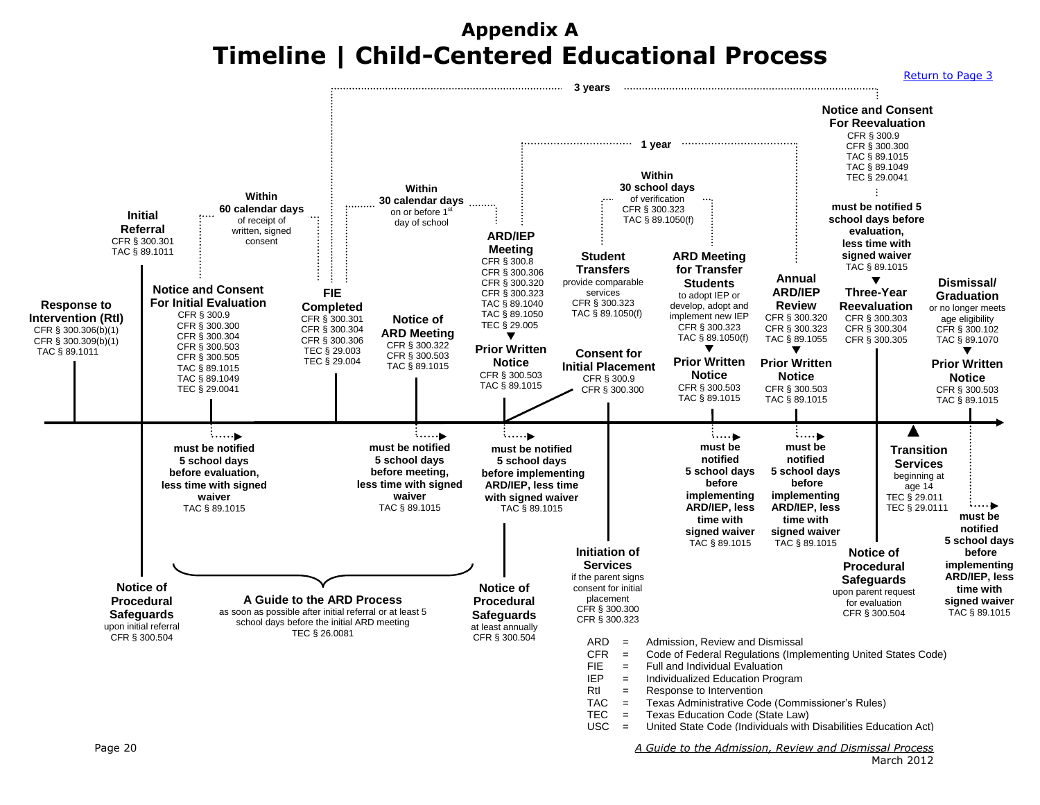# Appendix A

## Timeline | Child-Centered Educational Process

Return to Page 3

3 years

1 year

**Response to Intervention (RtI)**
CFR § 300.306(b)(1)
CFR § 300.309(b)(1)
TAC § 89.1011

**Initial Referral**
CFR § 300.301
TAC § 89.1011

**Notice of Procedural Safeguards**
upon initial referral
CFR § 300.504

**Within 60 calendar days**
of receipt of written, signed consent

**Notice and Consent For Initial Evaluation**
CFR § 300.9
CFR § 300.300
CFR § 300.304
CFR § 300.503
CFR § 300.505
TAC § 89.1015
TAC § 89.1049
TEC § 29.0041

**must be notified 5 school days before evaluation, less time with signed waiver**
TAC § 89.1015

**FIE Completed**
CFR § 300.301
CFR § 300.304
CFR § 300.306
TEC § 29.003
TEC § 29.004

**A Guide to the ARD Process**
as soon as possible after initial referral or at least 5 school days before the initial ARD meeting
TEC § 26.0081

**Within 30 calendar days**
on or before 1[st] day of school

**Notice of ARD Meeting**
CFR § 300.322
CFR § 300.503
TAC § 89.1015

**must be notified 5 school days before meeting, less time with signed waiver**
TAC § 89.1015

**ARD/IEP Meeting**
CFR § 300.8
CFR § 300.306
CFR § 300.320
CFR § 300.323
TAC § 89.1040
TAC § 89.1050
TEC § 29.005

**Prior Written Notice**
CFR § 300.503
TAC § 89.1015

**must be notified 5 school days before implementing ARD/IEP, less time with signed waiver**
TAC § 89.1015

**Notice of Procedural Safeguards**
at least annually
CFR § 300.504

**Consent for Initial Placement**
CFR § 300.9
CFR § 300.300

**Initiation of Services**
if the parent signs consent for initial placement
CFR § 300.300
CFR § 300.323

**Within 30 school days**
of verification
CFR § 300.323
TAC § 89.1050(f)

**Student Transfers**
provide comparable services
CFR § 300.323
TAC § 89.1050(f)

**ARD Meeting for Transfer Students**
to adopt IEP or develop, adopt and implement new IEP
CFR § 300.323
TAC § 89.1050(f)

**Prior Written Notice**
CFR § 300.503
TAC § 89.1015

**must be notified 5 school days before implementing ARD/IEP, less time with signed waiver**
TAC § 89.1015

**Annual ARD/IEP Review**
CFR § 300.320
CFR § 300.323
TAC § 89.1055

**Prior Written Notice**
CFR § 300.503
TAC § 89.1015

**must be notified 5 school days before implementing ARD/IEP, less time with signed waiver**
TAC § 89.1015

**Notice and Consent For Reevaluation**
CFR § 300.9
CFR § 300.300
TAC § 89.1015
TAC § 89.1049
TEC § 29.0041

**must be notified 5 school days before evaluation, less time with signed waiver**
TAC § 89.1015

**Three-Year Reevaluation**
CFR § 300.303
CFR § 300.304
CFR § 300.305

**Notice of Procedural Safeguards**
upon parent request for evaluation
CFR § 300.504

**Transition Services**
beginning at age 14
TEC § 29.011
TEC § 29.0111

**Dismissal/ Graduation**
or no longer meets age eligibility
CFR § 300.102
TAC § 89.1070

**Prior Written Notice**
CFR § 300.503
TAC § 89.1015

**must be notified 5 school days before implementing ARD/IEP, less time with signed waiver**
TAC § 89.1015

ARD = Admission, Review and Dismissal
CFR = Code of Federal Regulations (Implementing United States Code)
FIE = Full and Individual Evaluation
IEP = Individualized Education Program
RtI = Response to Intervention
TAC = Texas Administrative Code (Commissioner's Rules)
TEC = Texas Education Code (State Law)
USC = United State Code (Individuals with Disabilities Education Act)